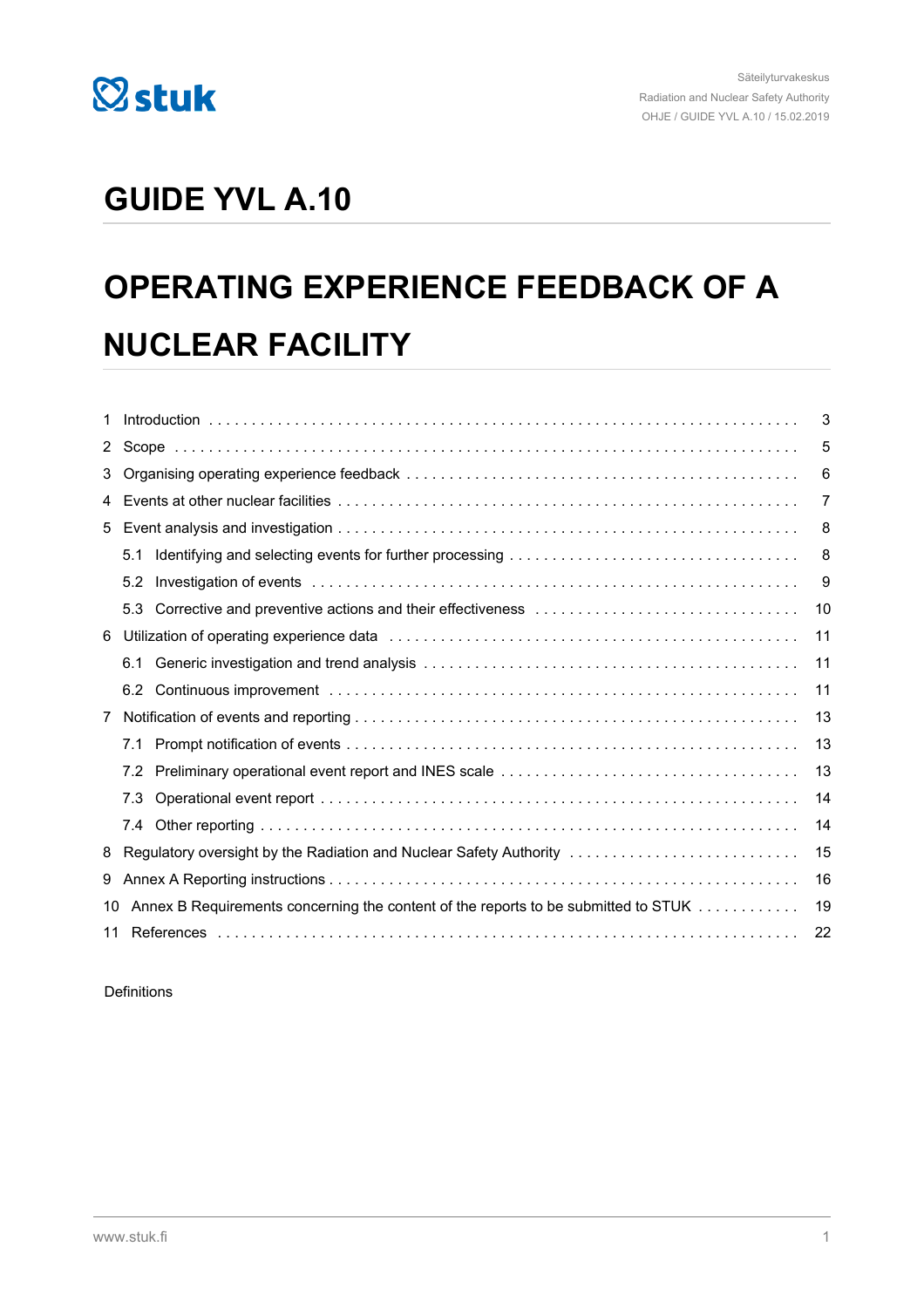Säteilyturvakeskus
Radiation and Nuclear Safety Authority
OHJE / GUIDE YVL A.10 / 15.02.2019

# GUIDE YVL A.10

# OPERATING EXPERIENCE FEEDBACK OF A NUCLEAR FACILITY

| | | |
|---|---|---|
| 1 | Introduction | 3 |
| 2 | Scope | 5 |
| 3 | Organising operating experience feedback | 6 |
| 4 | Events at other nuclear facilities | 7 |
| 5 | Event analysis and investigation | 8 |
| | 5.1 Identifying and selecting events for further processing | 8 |
| | 5.2 Investigation of events | 9 |
| | 5.3 Corrective and preventive actions and their effectiveness | 10 |
| 6 | Utilization of operating experience data | 11 |
| | 6.1 Generic investigation and trend analysis | 11 |
| | 6.2 Continuous improvement | 11 |
| 7 | Notification of events and reporting | 13 |
| | 7.1 Prompt notification of events | 13 |
| | 7.2 Preliminary operational event report and INES scale | 13 |
| | 7.3 Operational event report | 14 |
| | 7.4 Other reporting | 14 |
| 8 | Regulatory oversight by the Radiation and Nuclear Safety Authority | 15 |
| 9 | Annex A Reporting instructions | 16 |
| 10 | Annex B Requirements concerning the content of the reports to be submitted to STUK | 19 |
| 11 | References | 22 |

Definitions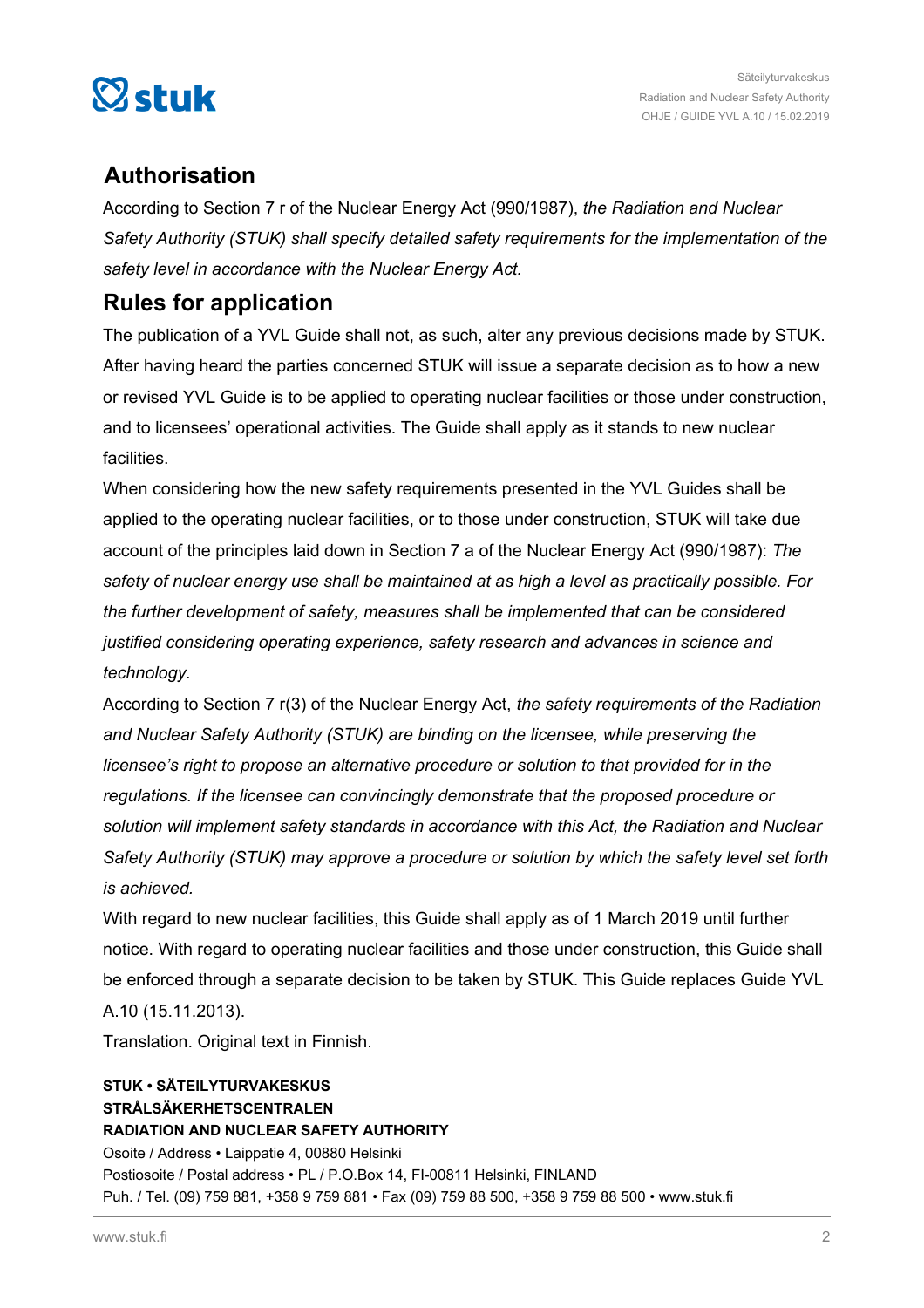## Authorisation

According to Section 7 r of the Nuclear Energy Act (990/1987), *the Radiation and Nuclear Safety Authority (STUK) shall specify detailed safety requirements for the implementation of the safety level in accordance with the Nuclear Energy Act.*

## Rules for application

The publication of a YVL Guide shall not, as such, alter any previous decisions made by STUK. After having heard the parties concerned STUK will issue a separate decision as to how a new or revised YVL Guide is to be applied to operating nuclear facilities or those under construction, and to licensees' operational activities. The Guide shall apply as it stands to new nuclear facilities.

When considering how the new safety requirements presented in the YVL Guides shall be applied to the operating nuclear facilities, or to those under construction, STUK will take due account of the principles laid down in Section 7 a of the Nuclear Energy Act (990/1987): *The safety of nuclear energy use shall be maintained at as high a level as practically possible. For the further development of safety, measures shall be implemented that can be considered justified considering operating experience, safety research and advances in science and technology.*

According to Section 7 r(3) of the Nuclear Energy Act, *the safety requirements of the Radiation and Nuclear Safety Authority (STUK) are binding on the licensee, while preserving the licensee's right to propose an alternative procedure or solution to that provided for in the regulations. If the licensee can convincingly demonstrate that the proposed procedure or solution will implement safety standards in accordance with this Act, the Radiation and Nuclear Safety Authority (STUK) may approve a procedure or solution by which the safety level set forth is achieved.*

With regard to new nuclear facilities, this Guide shall apply as of 1 March 2019 until further notice. With regard to operating nuclear facilities and those under construction, this Guide shall be enforced through a separate decision to be taken by STUK. This Guide replaces Guide YVL A.10 (15.11.2013).

Translation. Original text in Finnish.

**STUK • SÄTEILYTURVAKESKUS**
**STRÅLSÄKERHETSCENTRALEN**
**RADIATION AND NUCLEAR SAFETY AUTHORITY**
Osoite / Address • Laippatie 4, 00880 Helsinki
Postiosoite / Postal address • PL / P.O.Box 14, FI-00811 Helsinki, FINLAND
Puh. / Tel. (09) 759 881, +358 9 759 881 • Fax (09) 759 88 500, +358 9 759 88 500 • www.stuk.fi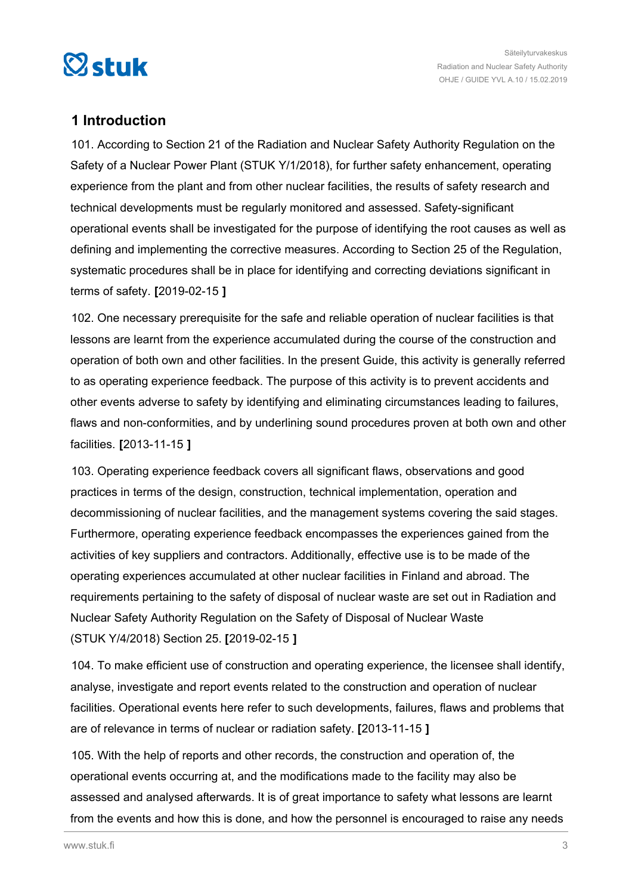## 1 Introduction

101. According to Section 21 of the Radiation and Nuclear Safety Authority Regulation on the Safety of a Nuclear Power Plant (STUK Y/1/2018), for further safety enhancement, operating experience from the plant and from other nuclear facilities, the results of safety research and technical developments must be regularly monitored and assessed. Safety-significant operational events shall be investigated for the purpose of identifying the root causes as well as defining and implementing the corrective measures. According to Section 25 of the Regulation, systematic procedures shall be in place for identifying and correcting deviations significant in terms of safety. **[**2019-02-15 **]**

102. One necessary prerequisite for the safe and reliable operation of nuclear facilities is that lessons are learnt from the experience accumulated during the course of the construction and operation of both own and other facilities. In the present Guide, this activity is generally referred to as operating experience feedback. The purpose of this activity is to prevent accidents and other events adverse to safety by identifying and eliminating circumstances leading to failures, flaws and non-conformities, and by underlining sound procedures proven at both own and other facilities. **[**2013-11-15 **]**

103. Operating experience feedback covers all significant flaws, observations and good practices in terms of the design, construction, technical implementation, operation and decommissioning of nuclear facilities, and the management systems covering the said stages. Furthermore, operating experience feedback encompasses the experiences gained from the activities of key suppliers and contractors. Additionally, effective use is to be made of the operating experiences accumulated at other nuclear facilities in Finland and abroad. The requirements pertaining to the safety of disposal of nuclear waste are set out in Radiation and Nuclear Safety Authority Regulation on the Safety of Disposal of Nuclear Waste (STUK Y/4/2018) Section 25. **[**2019-02-15 **]**

104. To make efficient use of construction and operating experience, the licensee shall identify, analyse, investigate and report events related to the construction and operation of nuclear facilities. Operational events here refer to such developments, failures, flaws and problems that are of relevance in terms of nuclear or radiation safety. **[**2013-11-15 **]**

105. With the help of reports and other records, the construction and operation of, the operational events occurring at, and the modifications made to the facility may also be assessed and analysed afterwards. It is of great importance to safety what lessons are learnt from the events and how this is done, and how the personnel is encouraged to raise any needs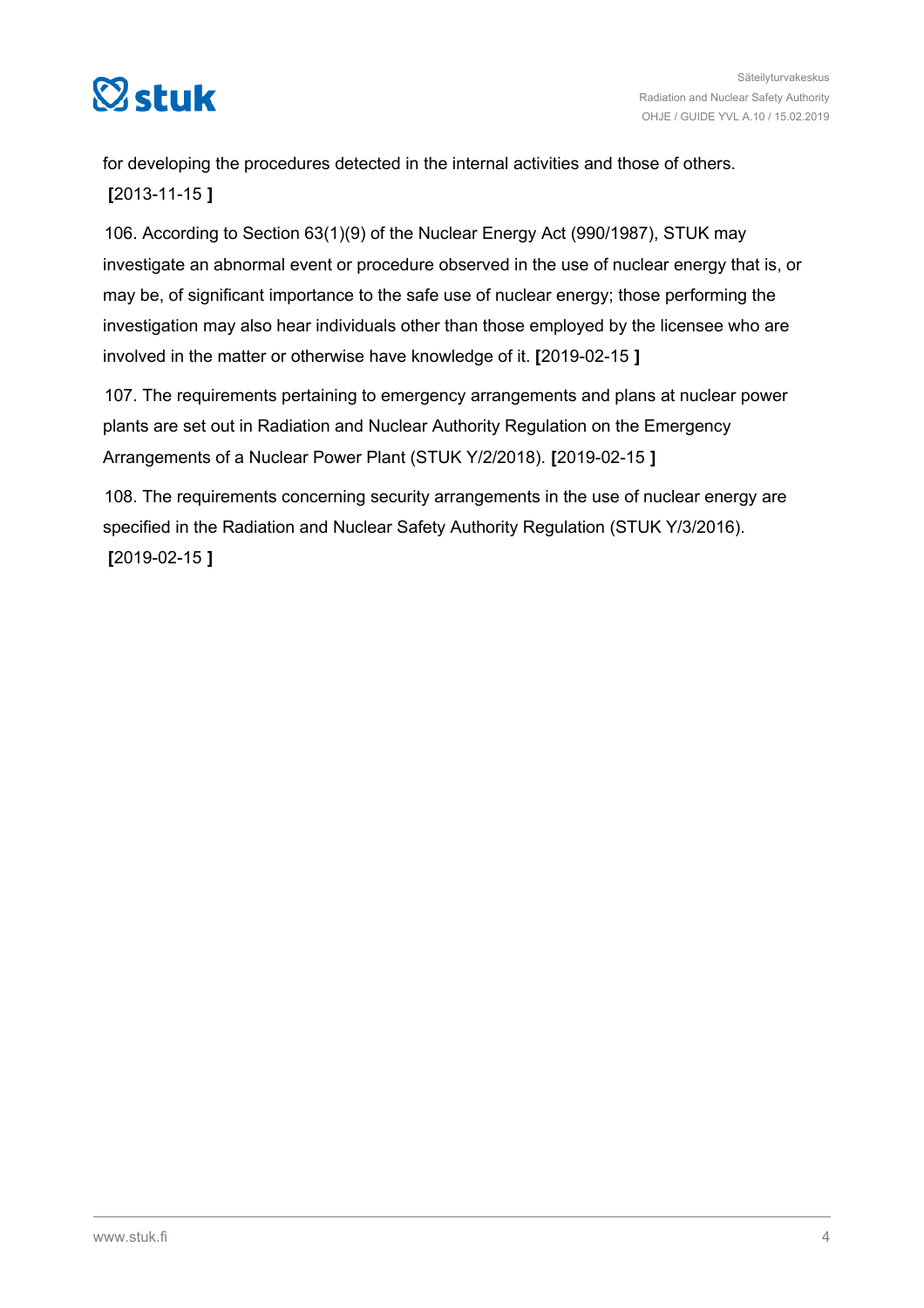for developing the procedures detected in the internal activities and those of others. **[**2013-11-15 **]**

106. According to Section 63(1)(9) of the Nuclear Energy Act (990/1987), STUK may investigate an abnormal event or procedure observed in the use of nuclear energy that is, or may be, of significant importance to the safe use of nuclear energy; those performing the investigation may also hear individuals other than those employed by the licensee who are involved in the matter or otherwise have knowledge of it. **[**2019-02-15 **]**

107. The requirements pertaining to emergency arrangements and plans at nuclear power plants are set out in Radiation and Nuclear Authority Regulation on the Emergency Arrangements of a Nuclear Power Plant (STUK Y/2/2018). **[**2019-02-15 **]**

108. The requirements concerning security arrangements in the use of nuclear energy are specified in the Radiation and Nuclear Safety Authority Regulation (STUK Y/3/2016). **[**2019-02-15 **]**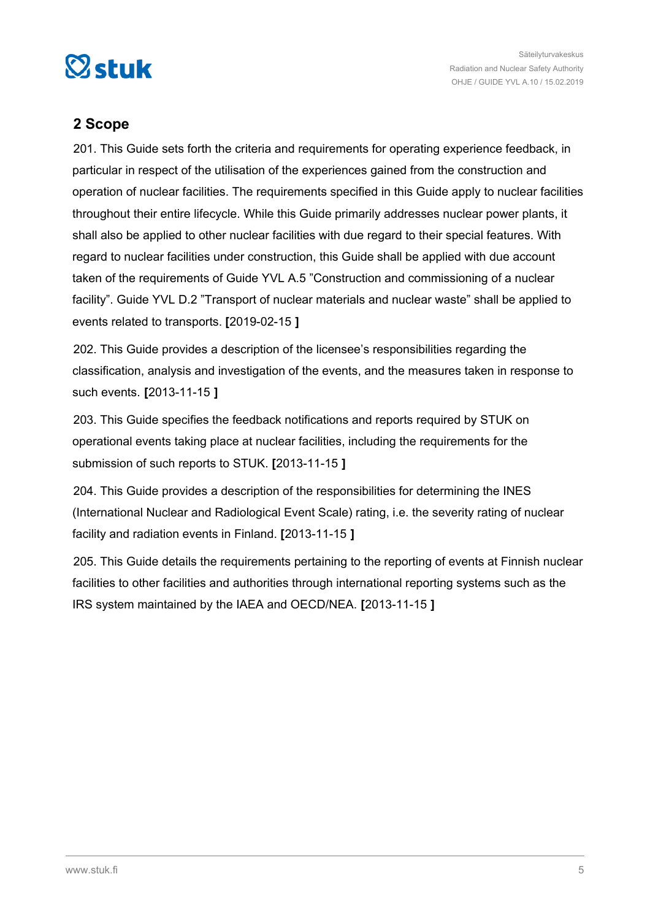## 2 Scope

201. This Guide sets forth the criteria and requirements for operating experience feedback, in particular in respect of the utilisation of the experiences gained from the construction and operation of nuclear facilities. The requirements specified in this Guide apply to nuclear facilities throughout their entire lifecycle. While this Guide primarily addresses nuclear power plants, it shall also be applied to other nuclear facilities with due regard to their special features. With regard to nuclear facilities under construction, this Guide shall be applied with due account taken of the requirements of Guide YVL A.5 ”Construction and commissioning of a nuclear facility”. Guide YVL D.2 ”Transport of nuclear materials and nuclear waste” shall be applied to events related to transports. **[**2019-02-15 **]**

202. This Guide provides a description of the licensee’s responsibilities regarding the classification, analysis and investigation of the events, and the measures taken in response to such events. **[**2013-11-15 **]**

203. This Guide specifies the feedback notifications and reports required by STUK on operational events taking place at nuclear facilities, including the requirements for the submission of such reports to STUK. **[**2013-11-15 **]**

204. This Guide provides a description of the responsibilities for determining the INES (International Nuclear and Radiological Event Scale) rating, i.e. the severity rating of nuclear facility and radiation events in Finland. **[**2013-11-15 **]**

205. This Guide details the requirements pertaining to the reporting of events at Finnish nuclear facilities to other facilities and authorities through international reporting systems such as the IRS system maintained by the IAEA and OECD/NEA. **[**2013-11-15 **]**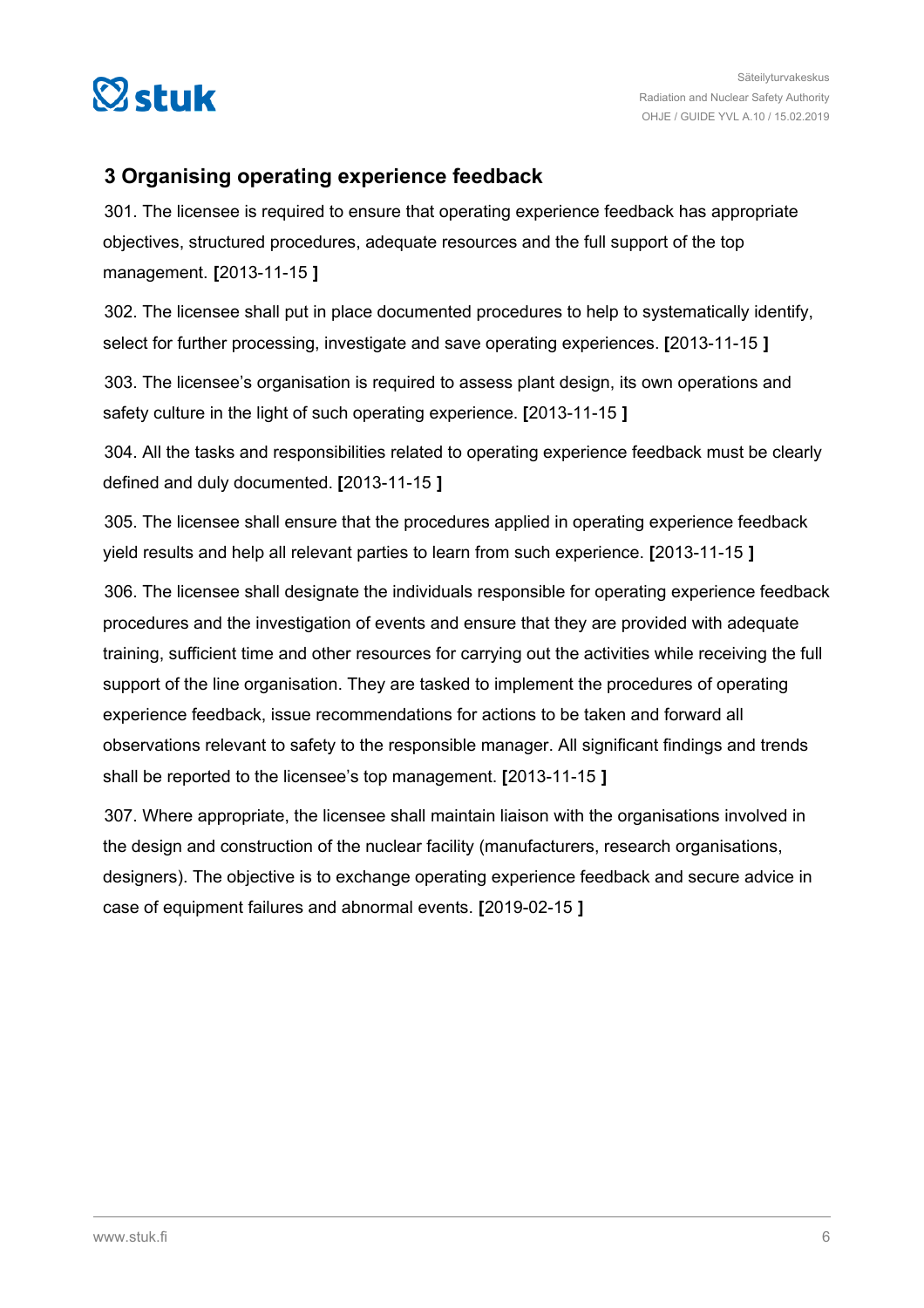## 3 Organising operating experience feedback

301. The licensee is required to ensure that operating experience feedback has appropriate objectives, structured procedures, adequate resources and the full support of the top management. **[**2013-11-15 **]**

302. The licensee shall put in place documented procedures to help to systematically identify, select for further processing, investigate and save operating experiences. **[**2013-11-15 **]**

303. The licensee's organisation is required to assess plant design, its own operations and safety culture in the light of such operating experience. **[**2013-11-15 **]**

304. All the tasks and responsibilities related to operating experience feedback must be clearly defined and duly documented. **[**2013-11-15 **]**

305. The licensee shall ensure that the procedures applied in operating experience feedback yield results and help all relevant parties to learn from such experience. **[**2013-11-15 **]**

306. The licensee shall designate the individuals responsible for operating experience feedback procedures and the investigation of events and ensure that they are provided with adequate training, sufficient time and other resources for carrying out the activities while receiving the full support of the line organisation. They are tasked to implement the procedures of operating experience feedback, issue recommendations for actions to be taken and forward all observations relevant to safety to the responsible manager. All significant findings and trends shall be reported to the licensee's top management. **[**2013-11-15 **]**

307. Where appropriate, the licensee shall maintain liaison with the organisations involved in the design and construction of the nuclear facility (manufacturers, research organisations, designers). The objective is to exchange operating experience feedback and secure advice in case of equipment failures and abnormal events. **[**2019-02-15 **]**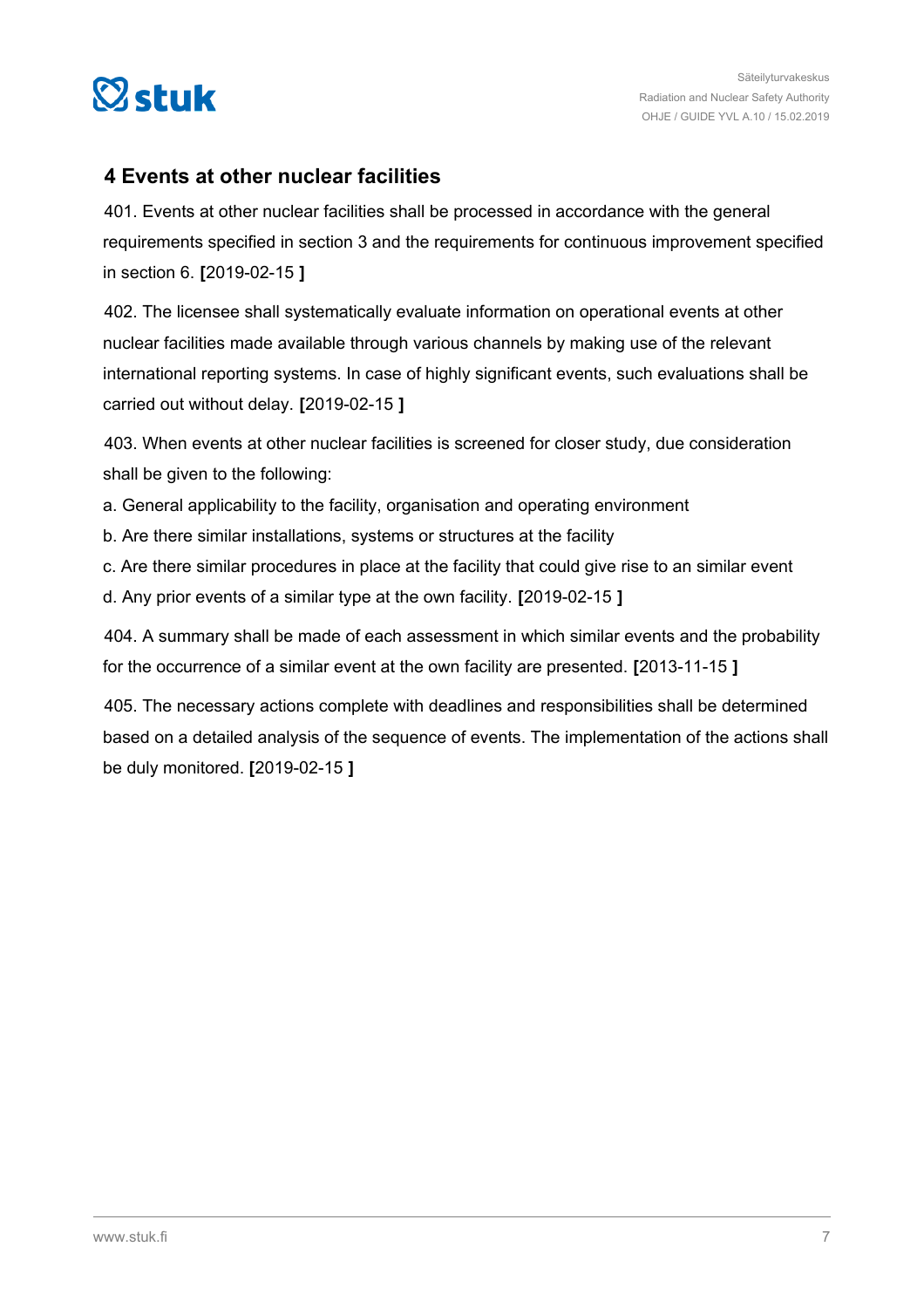## 4 Events at other nuclear facilities

401. Events at other nuclear facilities shall be processed in accordance with the general requirements specified in section 3 and the requirements for continuous improvement specified in section 6. **[**2019-02-15 **]**

402. The licensee shall systematically evaluate information on operational events at other nuclear facilities made available through various channels by making use of the relevant international reporting systems. In case of highly significant events, such evaluations shall be carried out without delay. **[**2019-02-15 **]**

403. When events at other nuclear facilities is screened for closer study, due consideration shall be given to the following:

a. General applicability to the facility, organisation and operating environment

b. Are there similar installations, systems or structures at the facility

c. Are there similar procedures in place at the facility that could give rise to an similar event

d. Any prior events of a similar type at the own facility. **[**2019-02-15 **]**

404. A summary shall be made of each assessment in which similar events and the probability for the occurrence of a similar event at the own facility are presented. **[**2013-11-15 **]**

405. The necessary actions complete with deadlines and responsibilities shall be determined based on a detailed analysis of the sequence of events. The implementation of the actions shall be duly monitored. **[**2019-02-15 **]**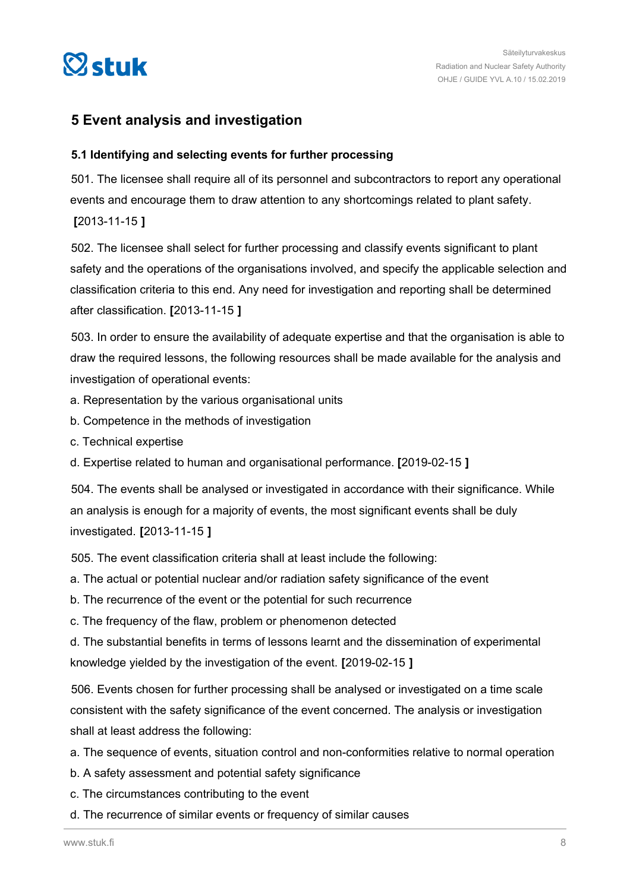## 5 Event analysis and investigation

### 5.1 Identifying and selecting events for further processing

501. The licensee shall require all of its personnel and subcontractors to report any operational events and encourage them to draw attention to any shortcomings related to plant safety. **[**2013-11-15 **]**

502. The licensee shall select for further processing and classify events significant to plant safety and the operations of the organisations involved, and specify the applicable selection and classification criteria to this end. Any need for investigation and reporting shall be determined after classification. **[**2013-11-15 **]**

503. In order to ensure the availability of adequate expertise and that the organisation is able to draw the required lessons, the following resources shall be made available for the analysis and investigation of operational events:

a. Representation by the various organisational units
b. Competence in the methods of investigation
c. Technical expertise
d. Expertise related to human and organisational performance. **[**2019-02-15 **]**

504. The events shall be analysed or investigated in accordance with their significance. While an analysis is enough for a majority of events, the most significant events shall be duly investigated. **[**2013-11-15 **]**

505. The event classification criteria shall at least include the following:

a. The actual or potential nuclear and/or radiation safety significance of the event
b. The recurrence of the event or the potential for such recurrence
c. The frequency of the flaw, problem or phenomenon detected
d. The substantial benefits in terms of lessons learnt and the dissemination of experimental knowledge yielded by the investigation of the event. **[**2019-02-15 **]**

506. Events chosen for further processing shall be analysed or investigated on a time scale consistent with the safety significance of the event concerned. The analysis or investigation shall at least address the following:

a. The sequence of events, situation control and non-conformities relative to normal operation
b. A safety assessment and potential safety significance
c. The circumstances contributing to the event
d. The recurrence of similar events or frequency of similar causes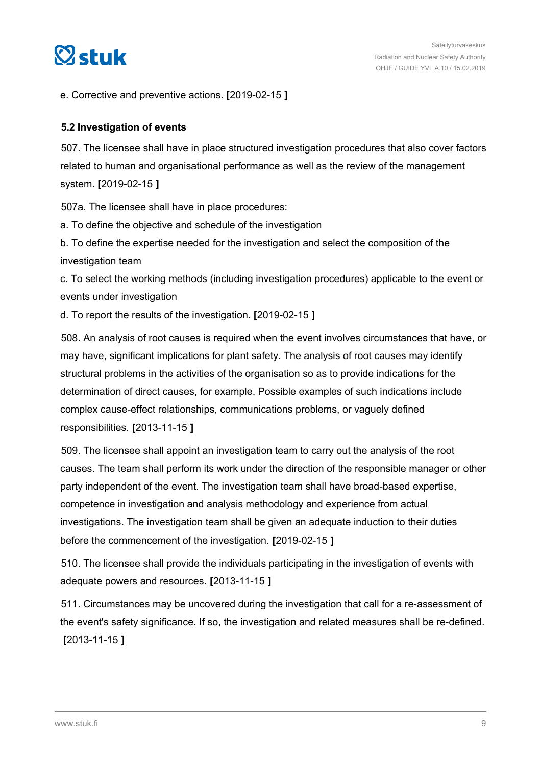e. Corrective and preventive actions. **[**2019-02-15 **]**

### 5.2 Investigation of events

507. The licensee shall have in place structured investigation procedures that also cover factors related to human and organisational performance as well as the review of the management system. **[**2019-02-15 **]**

507a. The licensee shall have in place procedures:

a. To define the objective and schedule of the investigation

b. To define the expertise needed for the investigation and select the composition of the investigation team

c. To select the working methods (including investigation procedures) applicable to the event or events under investigation

d. To report the results of the investigation. **[**2019-02-15 **]**

508. An analysis of root causes is required when the event involves circumstances that have, or may have, significant implications for plant safety. The analysis of root causes may identify structural problems in the activities of the organisation so as to provide indications for the determination of direct causes, for example. Possible examples of such indications include complex cause-effect relationships, communications problems, or vaguely defined responsibilities. **[**2013-11-15 **]**

509. The licensee shall appoint an investigation team to carry out the analysis of the root causes. The team shall perform its work under the direction of the responsible manager or other party independent of the event. The investigation team shall have broad-based expertise, competence in investigation and analysis methodology and experience from actual investigations. The investigation team shall be given an adequate induction to their duties before the commencement of the investigation. **[**2019-02-15 **]**

510. The licensee shall provide the individuals participating in the investigation of events with adequate powers and resources. **[**2013-11-15 **]**

511. Circumstances may be uncovered during the investigation that call for a re-assessment of the event's safety significance. If so, the investigation and related measures shall be re-defined. **[**2013-11-15 **]**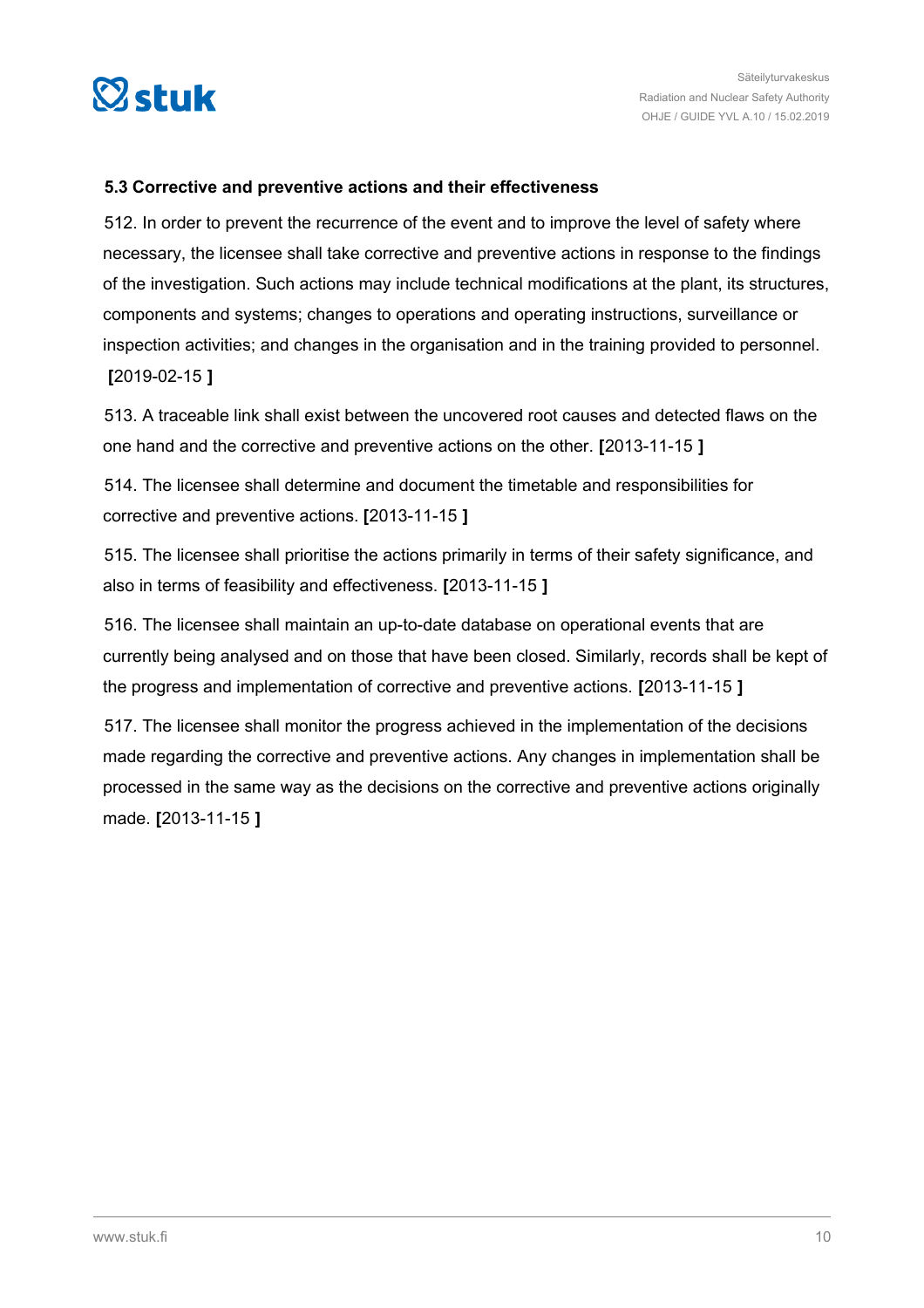### 5.3 Corrective and preventive actions and their effectiveness

512. In order to prevent the recurrence of the event and to improve the level of safety where necessary, the licensee shall take corrective and preventive actions in response to the findings of the investigation. Such actions may include technical modifications at the plant, its structures, components and systems; changes to operations and operating instructions, surveillance or inspection activities; and changes in the organisation and in the training provided to personnel. **[**2019-02-15 **]**

513. A traceable link shall exist between the uncovered root causes and detected flaws on the one hand and the corrective and preventive actions on the other. **[**2013-11-15 **]**

514. The licensee shall determine and document the timetable and responsibilities for corrective and preventive actions. **[**2013-11-15 **]**

515. The licensee shall prioritise the actions primarily in terms of their safety significance, and also in terms of feasibility and effectiveness. **[**2013-11-15 **]**

516. The licensee shall maintain an up-to-date database on operational events that are currently being analysed and on those that have been closed. Similarly, records shall be kept of the progress and implementation of corrective and preventive actions. **[**2013-11-15 **]**

517. The licensee shall monitor the progress achieved in the implementation of the decisions made regarding the corrective and preventive actions. Any changes in implementation shall be processed in the same way as the decisions on the corrective and preventive actions originally made. **[**2013-11-15 **]**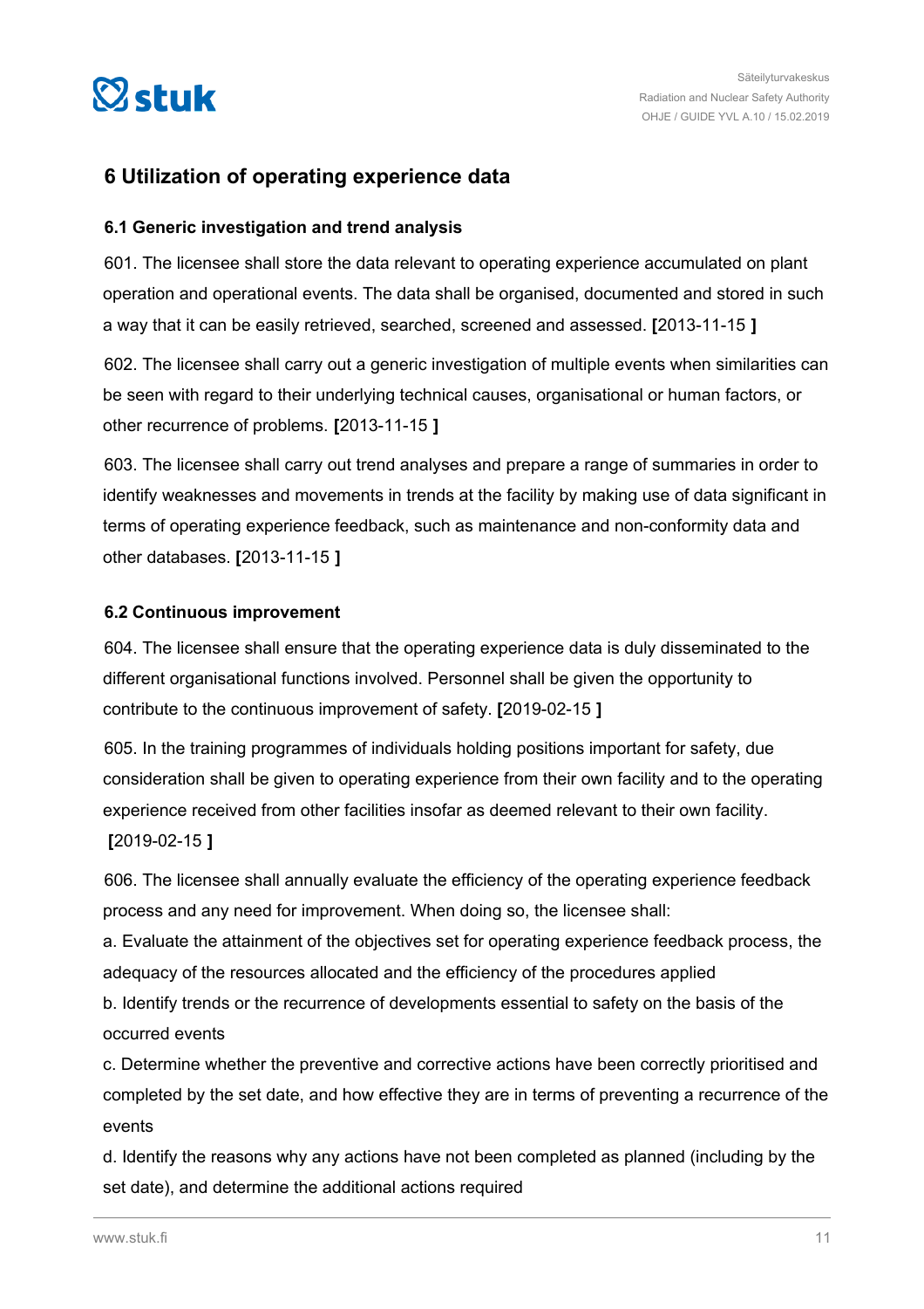## 6 Utilization of operating experience data

### 6.1 Generic investigation and trend analysis

601. The licensee shall store the data relevant to operating experience accumulated on plant operation and operational events. The data shall be organised, documented and stored in such a way that it can be easily retrieved, searched, screened and assessed. **[**2013-11-15 **]**

602. The licensee shall carry out a generic investigation of multiple events when similarities can be seen with regard to their underlying technical causes, organisational or human factors, or other recurrence of problems. **[**2013-11-15 **]**

603. The licensee shall carry out trend analyses and prepare a range of summaries in order to identify weaknesses and movements in trends at the facility by making use of data significant in terms of operating experience feedback, such as maintenance and non-conformity data and other databases. **[**2013-11-15 **]**

### 6.2 Continuous improvement

604. The licensee shall ensure that the operating experience data is duly disseminated to the different organisational functions involved. Personnel shall be given the opportunity to contribute to the continuous improvement of safety. **[**2019-02-15 **]**

605. In the training programmes of individuals holding positions important for safety, due consideration shall be given to operating experience from their own facility and to the operating experience received from other facilities insofar as deemed relevant to their own facility. **[**2019-02-15 **]**

606. The licensee shall annually evaluate the efficiency of the operating experience feedback process and any need for improvement. When doing so, the licensee shall:

a. Evaluate the attainment of the objectives set for operating experience feedback process, the adequacy of the resources allocated and the efficiency of the procedures applied

b. Identify trends or the recurrence of developments essential to safety on the basis of the occurred events

c. Determine whether the preventive and corrective actions have been correctly prioritised and completed by the set date, and how effective they are in terms of preventing a recurrence of the events

d. Identify the reasons why any actions have not been completed as planned (including by the set date), and determine the additional actions required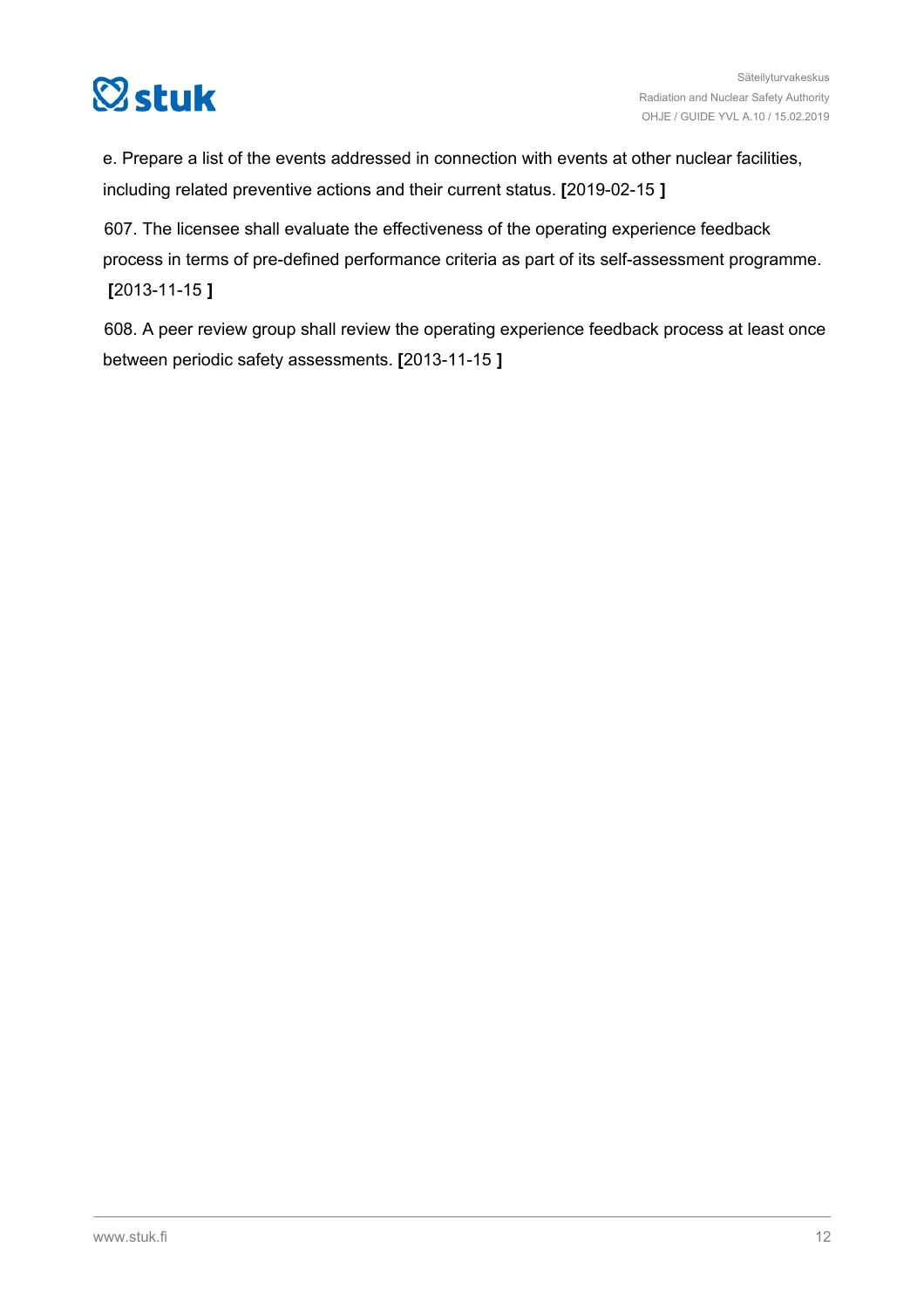e. Prepare a list of the events addressed in connection with events at other nuclear facilities, including related preventive actions and their current status. **[**2019-02-15 **]**

607. The licensee shall evaluate the effectiveness of the operating experience feedback process in terms of pre-defined performance criteria as part of its self-assessment programme. **[**2013-11-15 **]**

608. A peer review group shall review the operating experience feedback process at least once between periodic safety assessments. **[**2013-11-15 **]**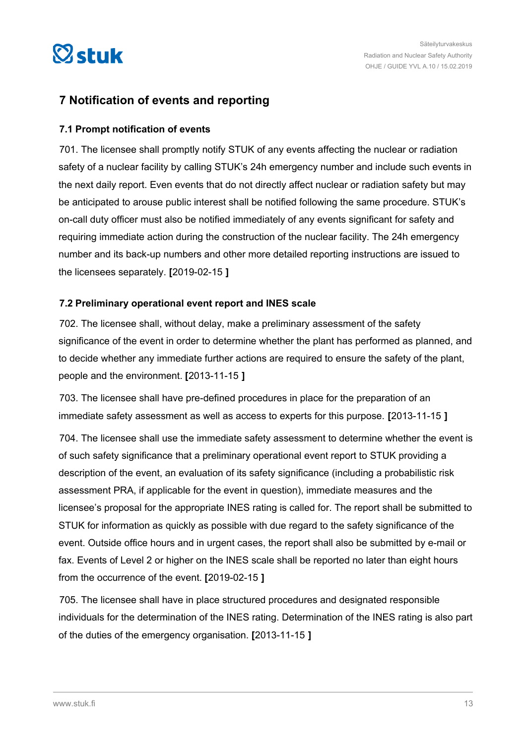## 7 Notification of events and reporting

### 7.1 Prompt notification of events

701. The licensee shall promptly notify STUK of any events affecting the nuclear or radiation safety of a nuclear facility by calling STUK's 24h emergency number and include such events in the next daily report. Even events that do not directly affect nuclear or radiation safety but may be anticipated to arouse public interest shall be notified following the same procedure. STUK's on-call duty officer must also be notified immediately of any events significant for safety and requiring immediate action during the construction of the nuclear facility. The 24h emergency number and its back-up numbers and other more detailed reporting instructions are issued to the licensees separately. **[**2019-02-15 **]**

### 7.2 Preliminary operational event report and INES scale

702. The licensee shall, without delay, make a preliminary assessment of the safety significance of the event in order to determine whether the plant has performed as planned, and to decide whether any immediate further actions are required to ensure the safety of the plant, people and the environment. **[**2013-11-15 **]**

703. The licensee shall have pre-defined procedures in place for the preparation of an immediate safety assessment as well as access to experts for this purpose. **[**2013-11-15 **]**

704. The licensee shall use the immediate safety assessment to determine whether the event is of such safety significance that a preliminary operational event report to STUK providing a description of the event, an evaluation of its safety significance (including a probabilistic risk assessment PRA, if applicable for the event in question), immediate measures and the licensee's proposal for the appropriate INES rating is called for. The report shall be submitted to STUK for information as quickly as possible with due regard to the safety significance of the event. Outside office hours and in urgent cases, the report shall also be submitted by e-mail or fax. Events of Level 2 or higher on the INES scale shall be reported no later than eight hours from the occurrence of the event. **[**2019-02-15 **]**

705. The licensee shall have in place structured procedures and designated responsible individuals for the determination of the INES rating. Determination of the INES rating is also part of the duties of the emergency organisation. **[**2013-11-15 **]**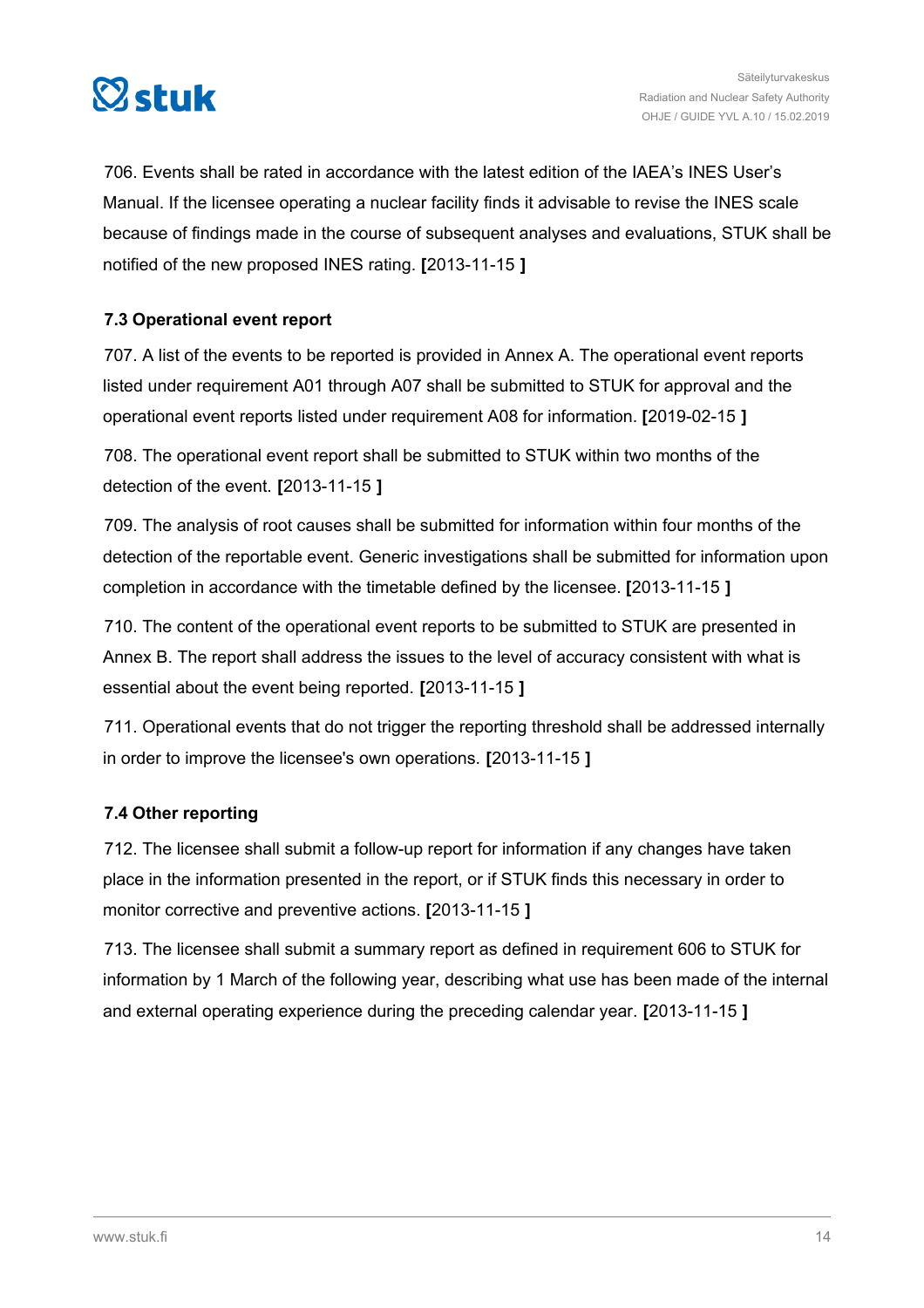706. Events shall be rated in accordance with the latest edition of the IAEA's INES User's Manual. If the licensee operating a nuclear facility finds it advisable to revise the INES scale because of findings made in the course of subsequent analyses and evaluations, STUK shall be notified of the new proposed INES rating. **[**2013-11-15 **]**

### 7.3 Operational event report

707. A list of the events to be reported is provided in Annex A. The operational event reports listed under requirement A01 through A07 shall be submitted to STUK for approval and the operational event reports listed under requirement A08 for information. **[**2019-02-15 **]**

708. The operational event report shall be submitted to STUK within two months of the detection of the event. **[**2013-11-15 **]**

709. The analysis of root causes shall be submitted for information within four months of the detection of the reportable event. Generic investigations shall be submitted for information upon completion in accordance with the timetable defined by the licensee. **[**2013-11-15 **]**

710. The content of the operational event reports to be submitted to STUK are presented in Annex B. The report shall address the issues to the level of accuracy consistent with what is essential about the event being reported. **[**2013-11-15 **]**

711. Operational events that do not trigger the reporting threshold shall be addressed internally in order to improve the licensee's own operations. **[**2013-11-15 **]**

### 7.4 Other reporting

712. The licensee shall submit a follow-up report for information if any changes have taken place in the information presented in the report, or if STUK finds this necessary in order to monitor corrective and preventive actions. **[**2013-11-15 **]**

713. The licensee shall submit a summary report as defined in requirement 606 to STUK for information by 1 March of the following year, describing what use has been made of the internal and external operating experience during the preceding calendar year. **[**2013-11-15 **]**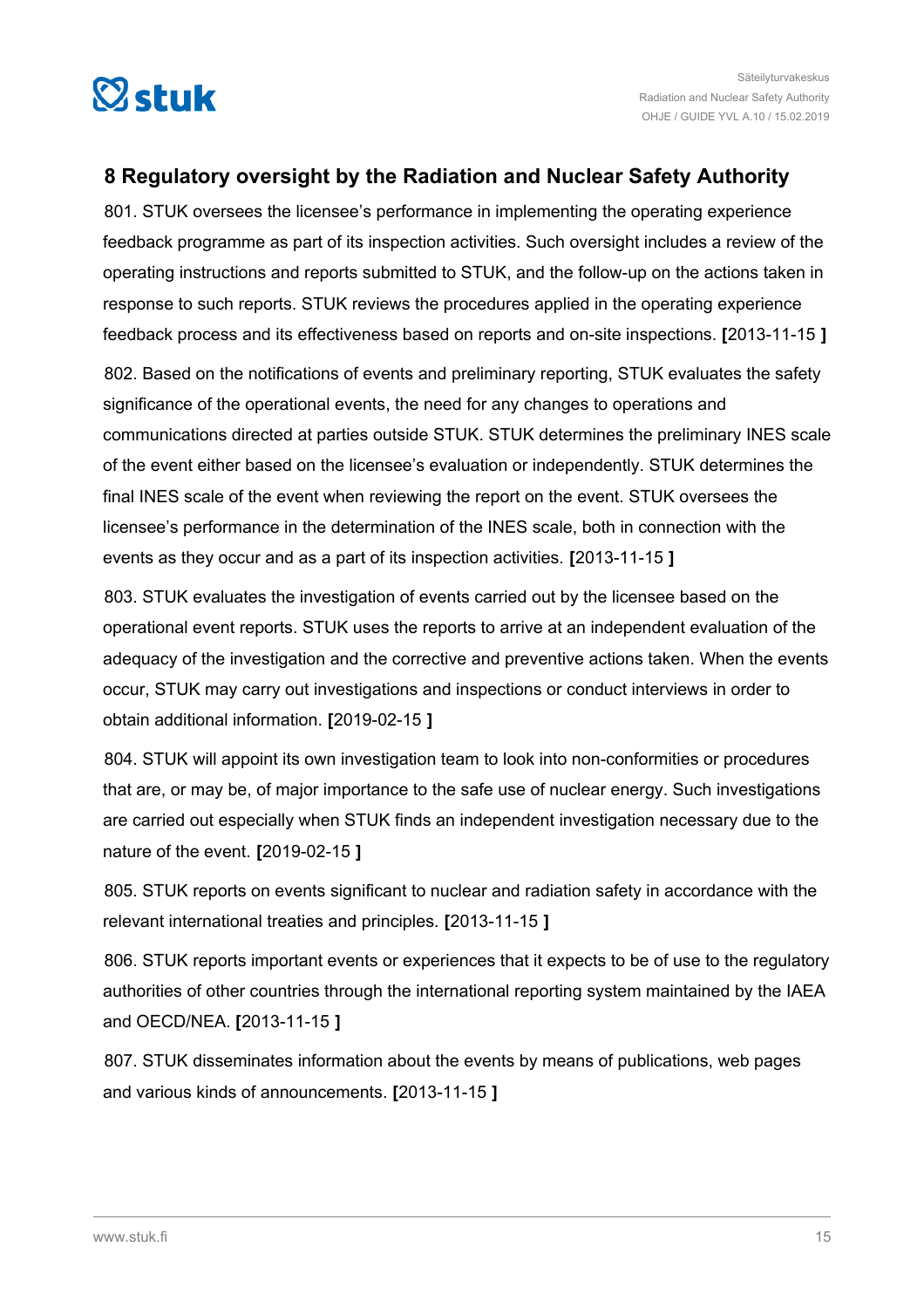## 8 Regulatory oversight by the Radiation and Nuclear Safety Authority

801. STUK oversees the licensee's performance in implementing the operating experience feedback programme as part of its inspection activities. Such oversight includes a review of the operating instructions and reports submitted to STUK, and the follow-up on the actions taken in response to such reports. STUK reviews the procedures applied in the operating experience feedback process and its effectiveness based on reports and on-site inspections. **[**2013-11-15 **]**

802. Based on the notifications of events and preliminary reporting, STUK evaluates the safety significance of the operational events, the need for any changes to operations and communications directed at parties outside STUK. STUK determines the preliminary INES scale of the event either based on the licensee's evaluation or independently. STUK determines the final INES scale of the event when reviewing the report on the event. STUK oversees the licensee's performance in the determination of the INES scale, both in connection with the events as they occur and as a part of its inspection activities. **[**2013-11-15 **]**

803. STUK evaluates the investigation of events carried out by the licensee based on the operational event reports. STUK uses the reports to arrive at an independent evaluation of the adequacy of the investigation and the corrective and preventive actions taken. When the events occur, STUK may carry out investigations and inspections or conduct interviews in order to obtain additional information. **[**2019-02-15 **]**

804. STUK will appoint its own investigation team to look into non-conformities or procedures that are, or may be, of major importance to the safe use of nuclear energy. Such investigations are carried out especially when STUK finds an independent investigation necessary due to the nature of the event. **[**2019-02-15 **]**

805. STUK reports on events significant to nuclear and radiation safety in accordance with the relevant international treaties and principles. **[**2013-11-15 **]**

806. STUK reports important events or experiences that it expects to be of use to the regulatory authorities of other countries through the international reporting system maintained by the IAEA and OECD/NEA. **[**2013-11-15 **]**

807. STUK disseminates information about the events by means of publications, web pages and various kinds of announcements. **[**2013-11-15 **]**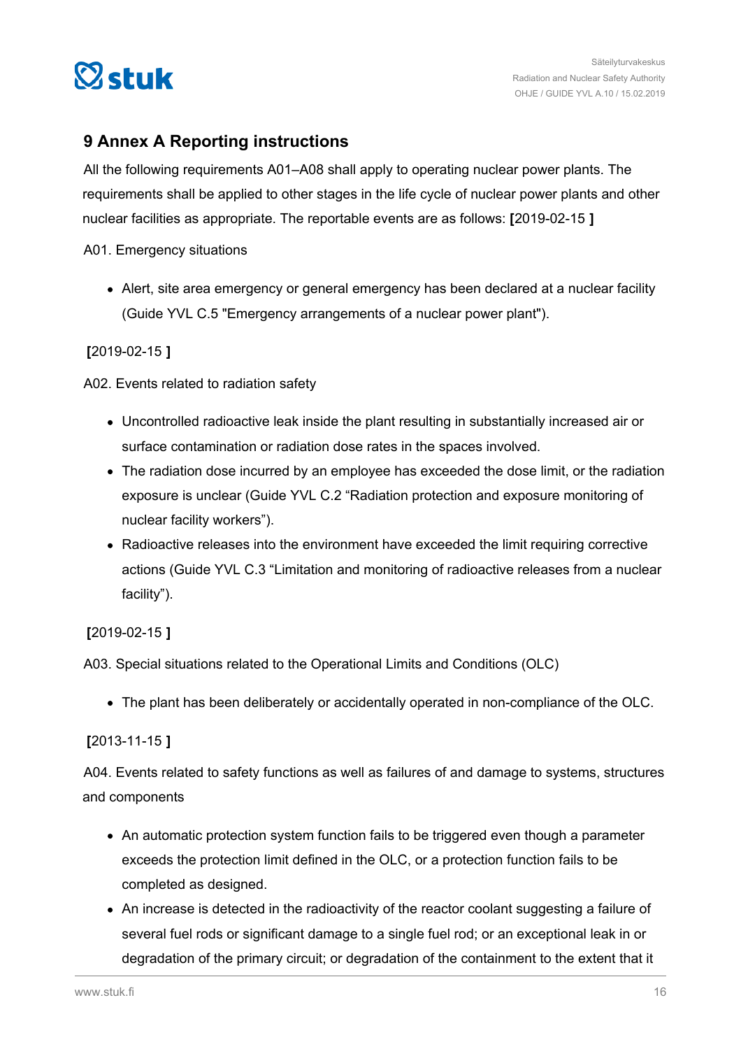## 9 Annex A Reporting instructions

All the following requirements A01–A08 shall apply to operating nuclear power plants. The requirements shall be applied to other stages in the life cycle of nuclear power plants and other nuclear facilities as appropriate. The reportable events are as follows: **[**2019-02-15 **]**

A01. Emergency situations

- Alert, site area emergency or general emergency has been declared at a nuclear facility (Guide YVL C.5 "Emergency arrangements of a nuclear power plant").

**[**2019-02-15 **]**

A02. Events related to radiation safety

- Uncontrolled radioactive leak inside the plant resulting in substantially increased air or surface contamination or radiation dose rates in the spaces involved.
- The radiation dose incurred by an employee has exceeded the dose limit, or the radiation exposure is unclear (Guide YVL C.2 "Radiation protection and exposure monitoring of nuclear facility workers").
- Radioactive releases into the environment have exceeded the limit requiring corrective actions (Guide YVL C.3 "Limitation and monitoring of radioactive releases from a nuclear facility").

**[**2019-02-15 **]**

A03. Special situations related to the Operational Limits and Conditions (OLC)

- The plant has been deliberately or accidentally operated in non-compliance of the OLC.

**[**2013-11-15 **]**

A04. Events related to safety functions as well as failures of and damage to systems, structures and components

- An automatic protection system function fails to be triggered even though a parameter exceeds the protection limit defined in the OLC, or a protection function fails to be completed as designed.
- An increase is detected in the radioactivity of the reactor coolant suggesting a failure of several fuel rods or significant damage to a single fuel rod; or an exceptional leak in or degradation of the primary circuit; or degradation of the containment to the extent that it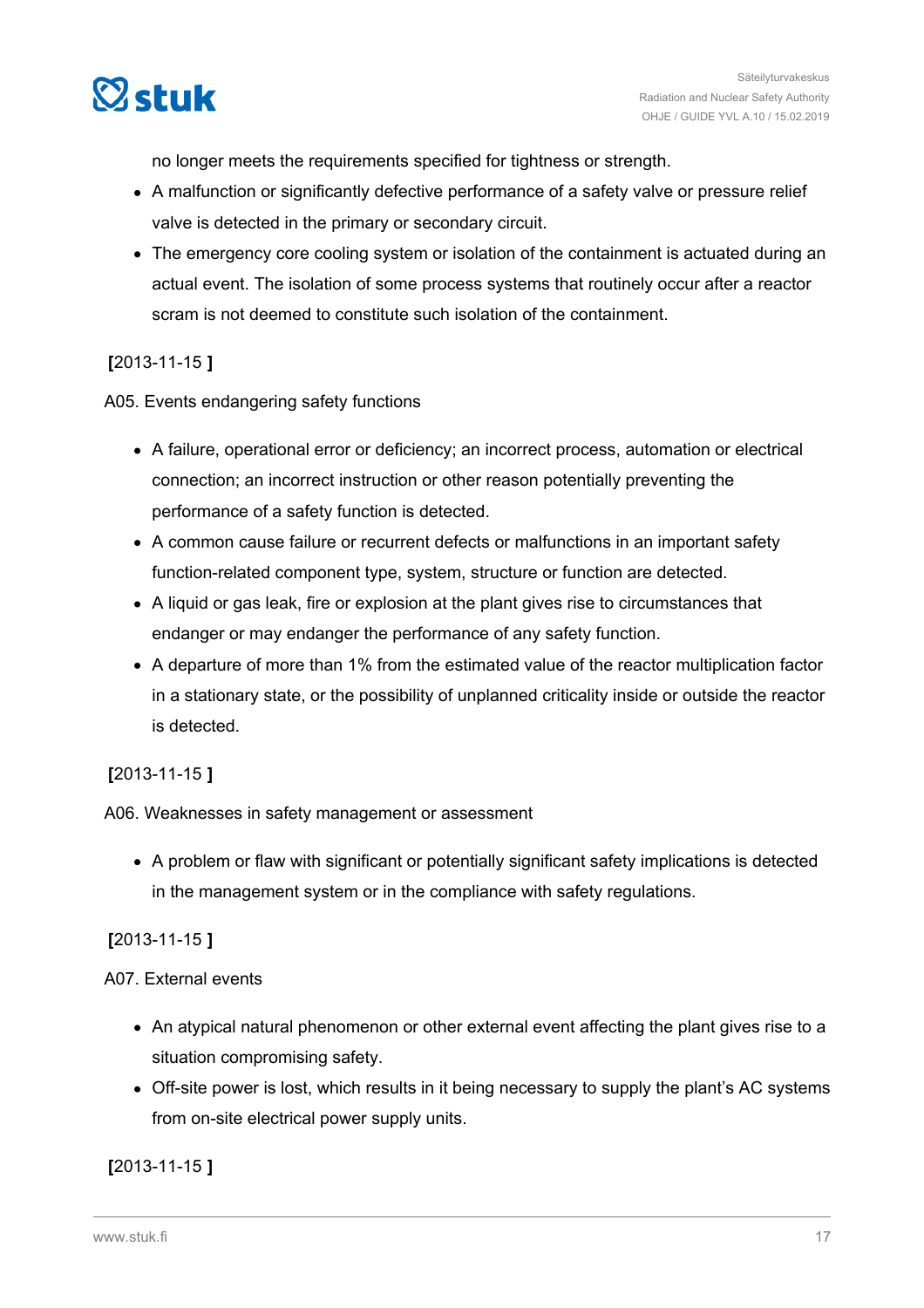no longer meets the requirements specified for tightness or strength.

- A malfunction or significantly defective performance of a safety valve or pressure relief valve is detected in the primary or secondary circuit.
- The emergency core cooling system or isolation of the containment is actuated during an actual event. The isolation of some process systems that routinely occur after a reactor scram is not deemed to constitute such isolation of the containment.

**[**2013-11-15 **]**

A05. Events endangering safety functions

- A failure, operational error or deficiency; an incorrect process, automation or electrical connection; an incorrect instruction or other reason potentially preventing the performance of a safety function is detected.
- A common cause failure or recurrent defects or malfunctions in an important safety function-related component type, system, structure or function are detected.
- A liquid or gas leak, fire or explosion at the plant gives rise to circumstances that endanger or may endanger the performance of any safety function.
- A departure of more than 1% from the estimated value of the reactor multiplication factor in a stationary state, or the possibility of unplanned criticality inside or outside the reactor is detected.

**[**2013-11-15 **]**

A06. Weaknesses in safety management or assessment

- A problem or flaw with significant or potentially significant safety implications is detected in the management system or in the compliance with safety regulations.

**[**2013-11-15 **]**

A07. External events

- An atypical natural phenomenon or other external event affecting the plant gives rise to a situation compromising safety.
- Off-site power is lost, which results in it being necessary to supply the plant's AC systems from on-site electrical power supply units.

**[**2013-11-15 **]**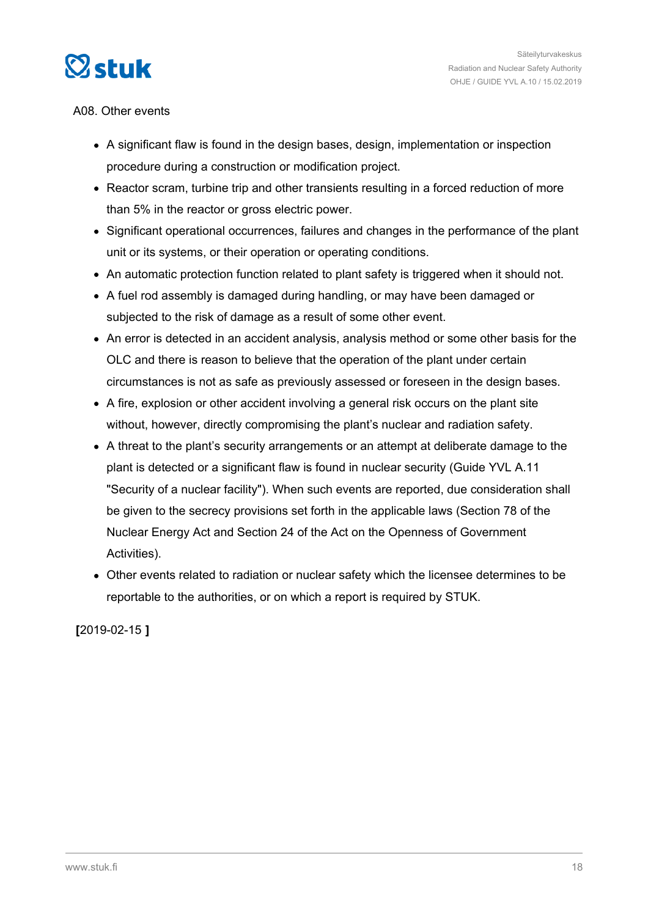A08. Other events

- A significant flaw is found in the design bases, design, implementation or inspection procedure during a construction or modification project.
- Reactor scram, turbine trip and other transients resulting in a forced reduction of more than 5% in the reactor or gross electric power.
- Significant operational occurrences, failures and changes in the performance of the plant unit or its systems, or their operation or operating conditions.
- An automatic protection function related to plant safety is triggered when it should not.
- A fuel rod assembly is damaged during handling, or may have been damaged or subjected to the risk of damage as a result of some other event.
- An error is detected in an accident analysis, analysis method or some other basis for the OLC and there is reason to believe that the operation of the plant under certain circumstances is not as safe as previously assessed or foreseen in the design bases.
- A fire, explosion or other accident involving a general risk occurs on the plant site without, however, directly compromising the plant's nuclear and radiation safety.
- A threat to the plant's security arrangements or an attempt at deliberate damage to the plant is detected or a significant flaw is found in nuclear security (Guide YVL A.11 "Security of a nuclear facility"). When such events are reported, due consideration shall be given to the secrecy provisions set forth in the applicable laws (Section 78 of the Nuclear Energy Act and Section 24 of the Act on the Openness of Government Activities).
- Other events related to radiation or nuclear safety which the licensee determines to be reportable to the authorities, or on which a report is required by STUK.

**[**2019-02-15 **]**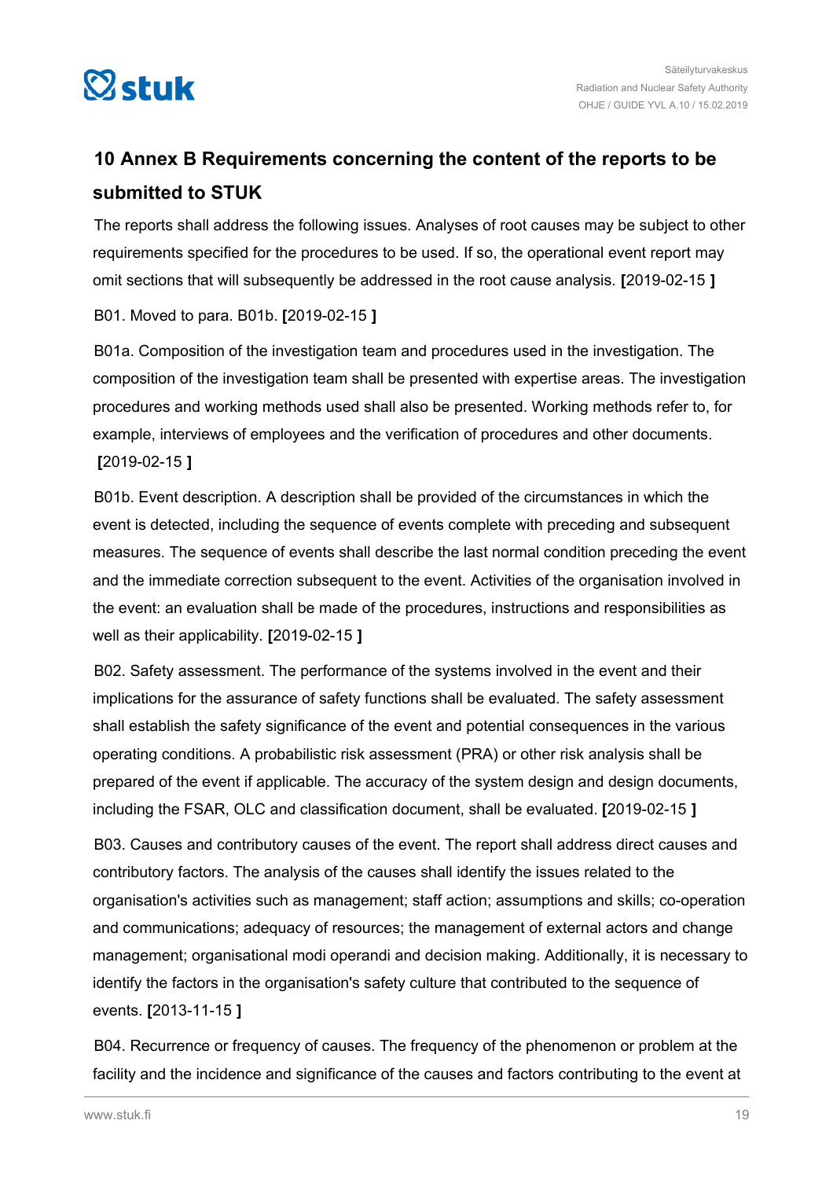## 10 Annex B Requirements concerning the content of the reports to be submitted to STUK

The reports shall address the following issues. Analyses of root causes may be subject to other requirements specified for the procedures to be used. If so, the operational event report may omit sections that will subsequently be addressed in the root cause analysis. **[**2019-02-15 **]**

B01. Moved to para. B01b. **[**2019-02-15 **]**

B01a. Composition of the investigation team and procedures used in the investigation. The composition of the investigation team shall be presented with expertise areas. The investigation procedures and working methods used shall also be presented. Working methods refer to, for example, interviews of employees and the verification of procedures and other documents. **[**2019-02-15 **]**

B01b. Event description. A description shall be provided of the circumstances in which the event is detected, including the sequence of events complete with preceding and subsequent measures. The sequence of events shall describe the last normal condition preceding the event and the immediate correction subsequent to the event. Activities of the organisation involved in the event: an evaluation shall be made of the procedures, instructions and responsibilities as well as their applicability. **[**2019-02-15 **]**

B02. Safety assessment. The performance of the systems involved in the event and their implications for the assurance of safety functions shall be evaluated. The safety assessment shall establish the safety significance of the event and potential consequences in the various operating conditions. A probabilistic risk assessment (PRA) or other risk analysis shall be prepared of the event if applicable. The accuracy of the system design and design documents, including the FSAR, OLC and classification document, shall be evaluated. **[**2019-02-15 **]**

B03. Causes and contributory causes of the event. The report shall address direct causes and contributory factors. The analysis of the causes shall identify the issues related to the organisation's activities such as management; staff action; assumptions and skills; co-operation and communications; adequacy of resources; the management of external actors and change management; organisational modi operandi and decision making. Additionally, it is necessary to identify the factors in the organisation's safety culture that contributed to the sequence of events. **[**2013-11-15 **]**

B04. Recurrence or frequency of causes. The frequency of the phenomenon or problem at the facility and the incidence and significance of the causes and factors contributing to the event at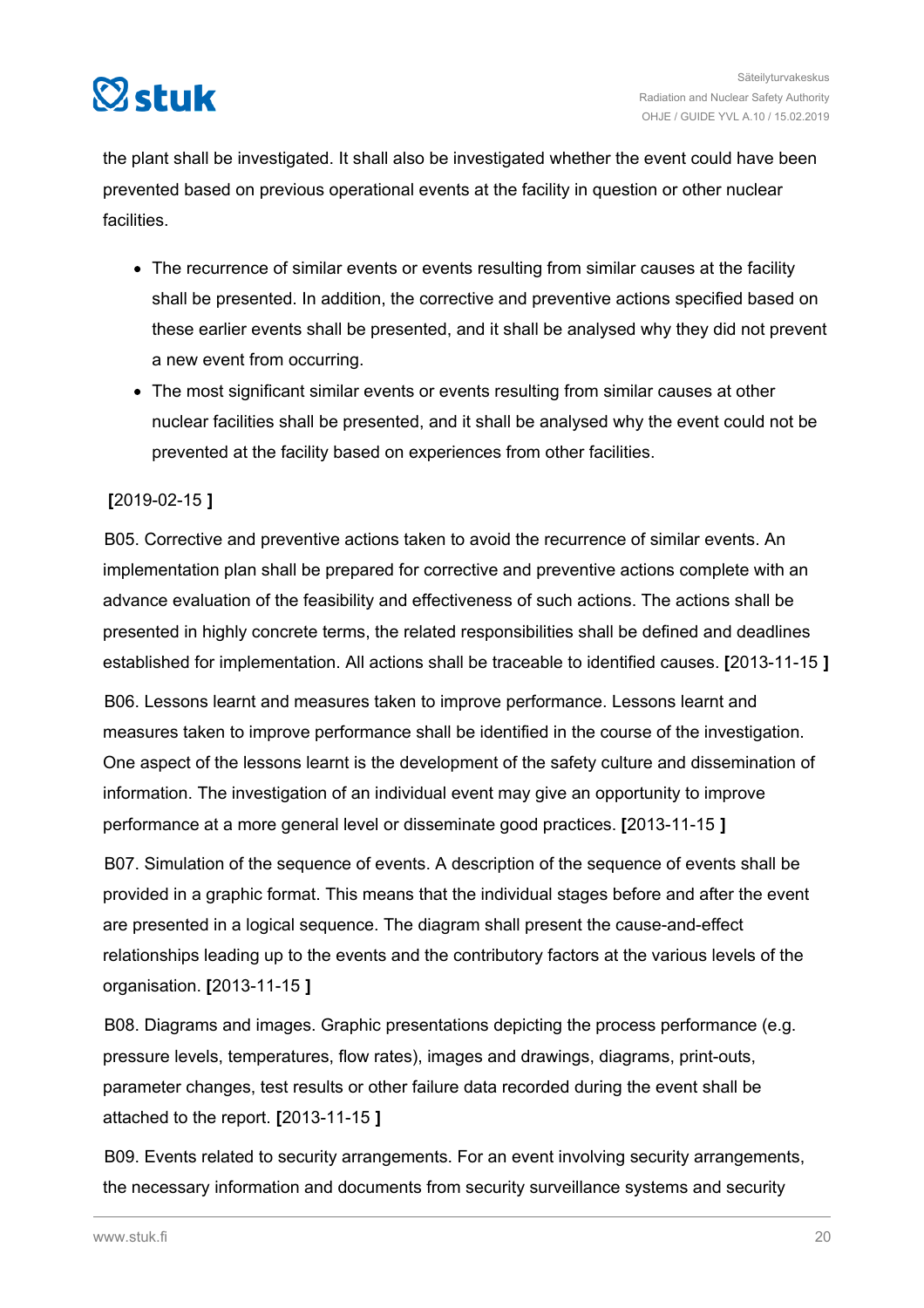the plant shall be investigated. It shall also be investigated whether the event could have been prevented based on previous operational events at the facility in question or other nuclear facilities.

- The recurrence of similar events or events resulting from similar causes at the facility shall be presented. In addition, the corrective and preventive actions specified based on these earlier events shall be presented, and it shall be analysed why they did not prevent a new event from occurring.
- The most significant similar events or events resulting from similar causes at other nuclear facilities shall be presented, and it shall be analysed why the event could not be prevented at the facility based on experiences from other facilities.

**[**2019-02-15 **]**

B05. Corrective and preventive actions taken to avoid the recurrence of similar events. An implementation plan shall be prepared for corrective and preventive actions complete with an advance evaluation of the feasibility and effectiveness of such actions. The actions shall be presented in highly concrete terms, the related responsibilities shall be defined and deadlines established for implementation. All actions shall be traceable to identified causes. **[**2013-11-15 **]**

B06. Lessons learnt and measures taken to improve performance. Lessons learnt and measures taken to improve performance shall be identified in the course of the investigation. One aspect of the lessons learnt is the development of the safety culture and dissemination of information. The investigation of an individual event may give an opportunity to improve performance at a more general level or disseminate good practices. **[**2013-11-15 **]**

B07. Simulation of the sequence of events. A description of the sequence of events shall be provided in a graphic format. This means that the individual stages before and after the event are presented in a logical sequence. The diagram shall present the cause-and-effect relationships leading up to the events and the contributory factors at the various levels of the organisation. **[**2013-11-15 **]**

B08. Diagrams and images. Graphic presentations depicting the process performance (e.g. pressure levels, temperatures, flow rates), images and drawings, diagrams, print-outs, parameter changes, test results or other failure data recorded during the event shall be attached to the report. **[**2013-11-15 **]**

B09. Events related to security arrangements. For an event involving security arrangements, the necessary information and documents from security surveillance systems and security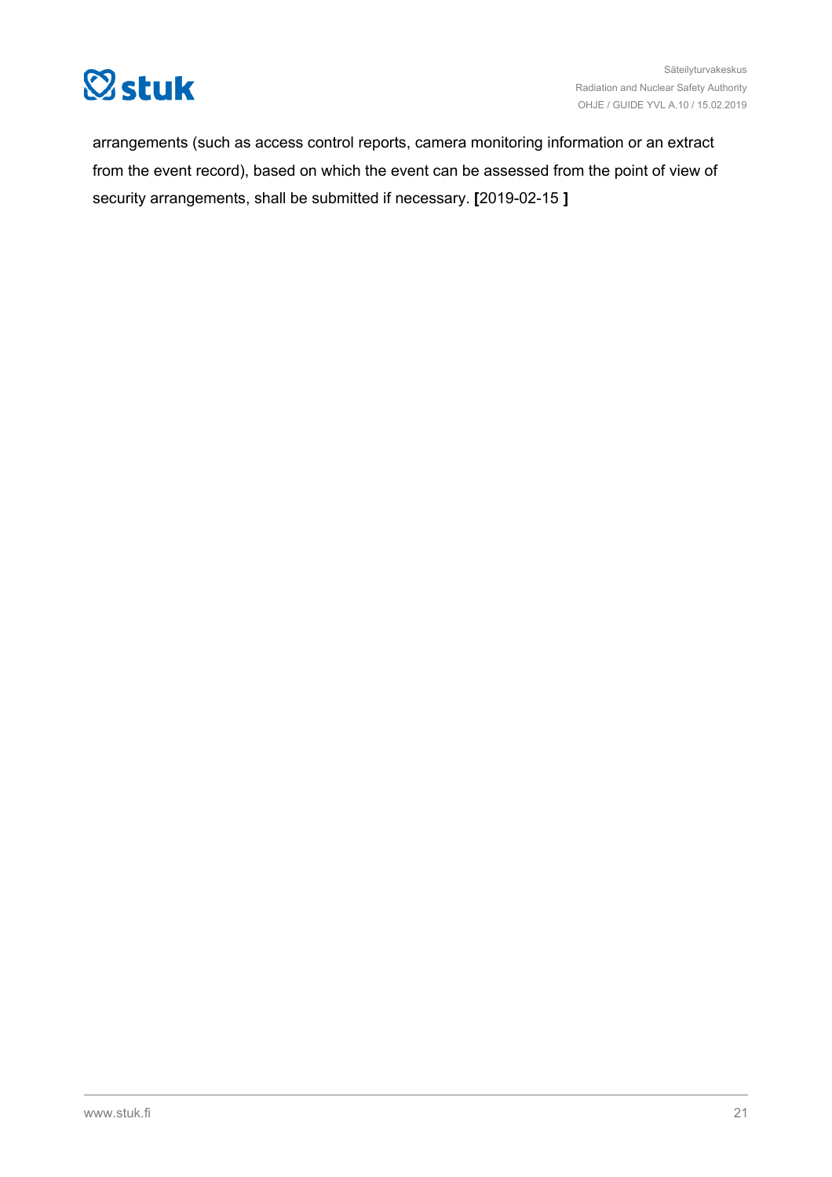arrangements (such as access control reports, camera monitoring information or an extract from the event record), based on which the event can be assessed from the point of view of security arrangements, shall be submitted if necessary. **[**2019-02-15 **]**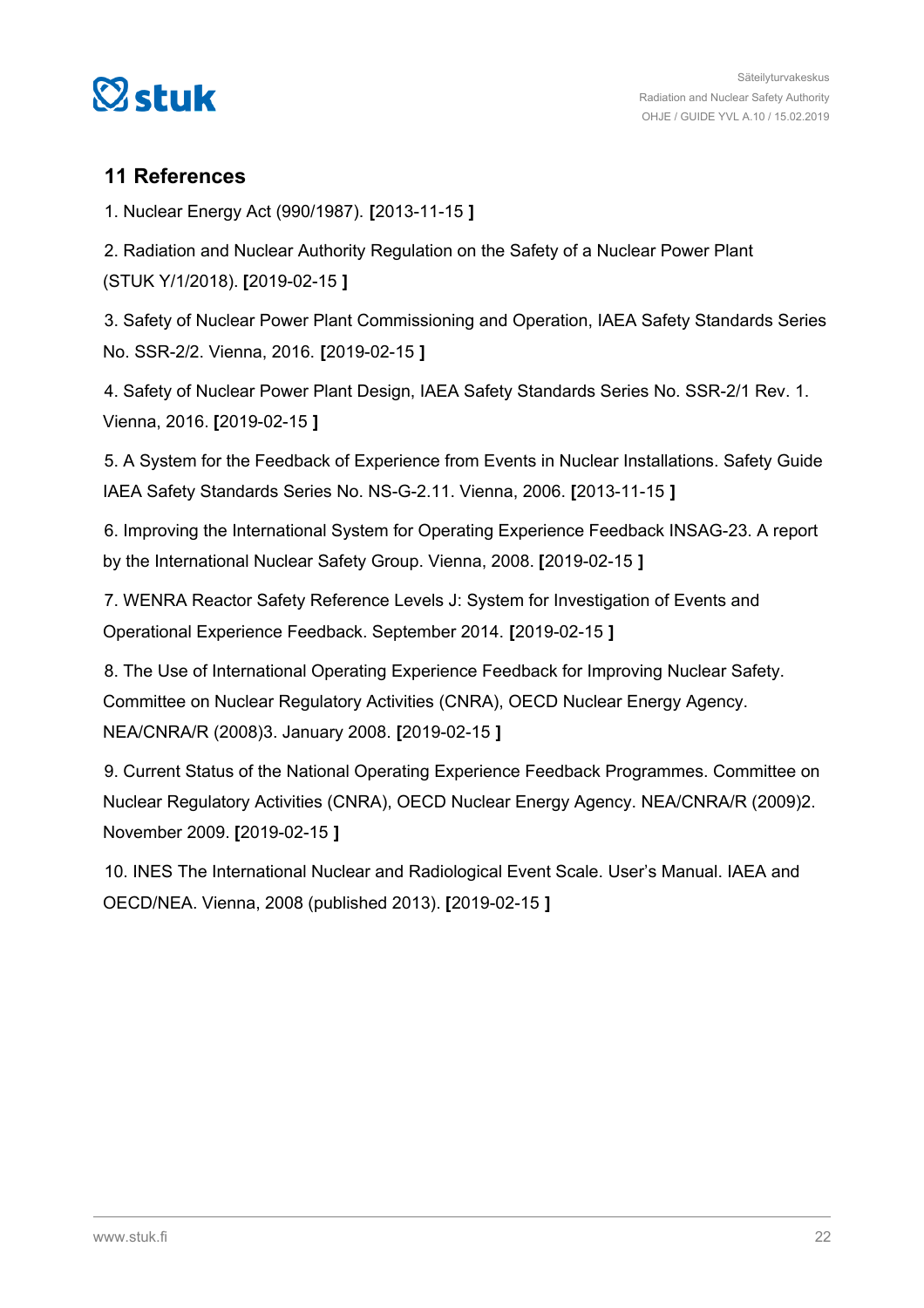## 11 References

1. Nuclear Energy Act (990/1987). **[**2013-11-15 **]**

2. Radiation and Nuclear Authority Regulation on the Safety of a Nuclear Power Plant (STUK Y/1/2018). **[**2019-02-15 **]**

3. Safety of Nuclear Power Plant Commissioning and Operation, IAEA Safety Standards Series No. SSR-2/2. Vienna, 2016. **[**2019-02-15 **]**

4. Safety of Nuclear Power Plant Design, IAEA Safety Standards Series No. SSR-2/1 Rev. 1. Vienna, 2016. **[**2019-02-15 **]**

5. A System for the Feedback of Experience from Events in Nuclear Installations. Safety Guide IAEA Safety Standards Series No. NS-G-2.11. Vienna, 2006. **[**2013-11-15 **]**

6. Improving the International System for Operating Experience Feedback INSAG-23. A report by the International Nuclear Safety Group. Vienna, 2008. **[**2019-02-15 **]**

7. WENRA Reactor Safety Reference Levels J: System for Investigation of Events and Operational Experience Feedback. September 2014. **[**2019-02-15 **]**

8. The Use of International Operating Experience Feedback for Improving Nuclear Safety. Committee on Nuclear Regulatory Activities (CNRA), OECD Nuclear Energy Agency. NEA/CNRA/R (2008)3. January 2008. **[**2019-02-15 **]**

9. Current Status of the National Operating Experience Feedback Programmes. Committee on Nuclear Regulatory Activities (CNRA), OECD Nuclear Energy Agency. NEA/CNRA/R (2009)2. November 2009. **[**2019-02-15 **]**

10. INES The International Nuclear and Radiological Event Scale. User's Manual. IAEA and OECD/NEA. Vienna, 2008 (published 2013). **[**2019-02-15 **]**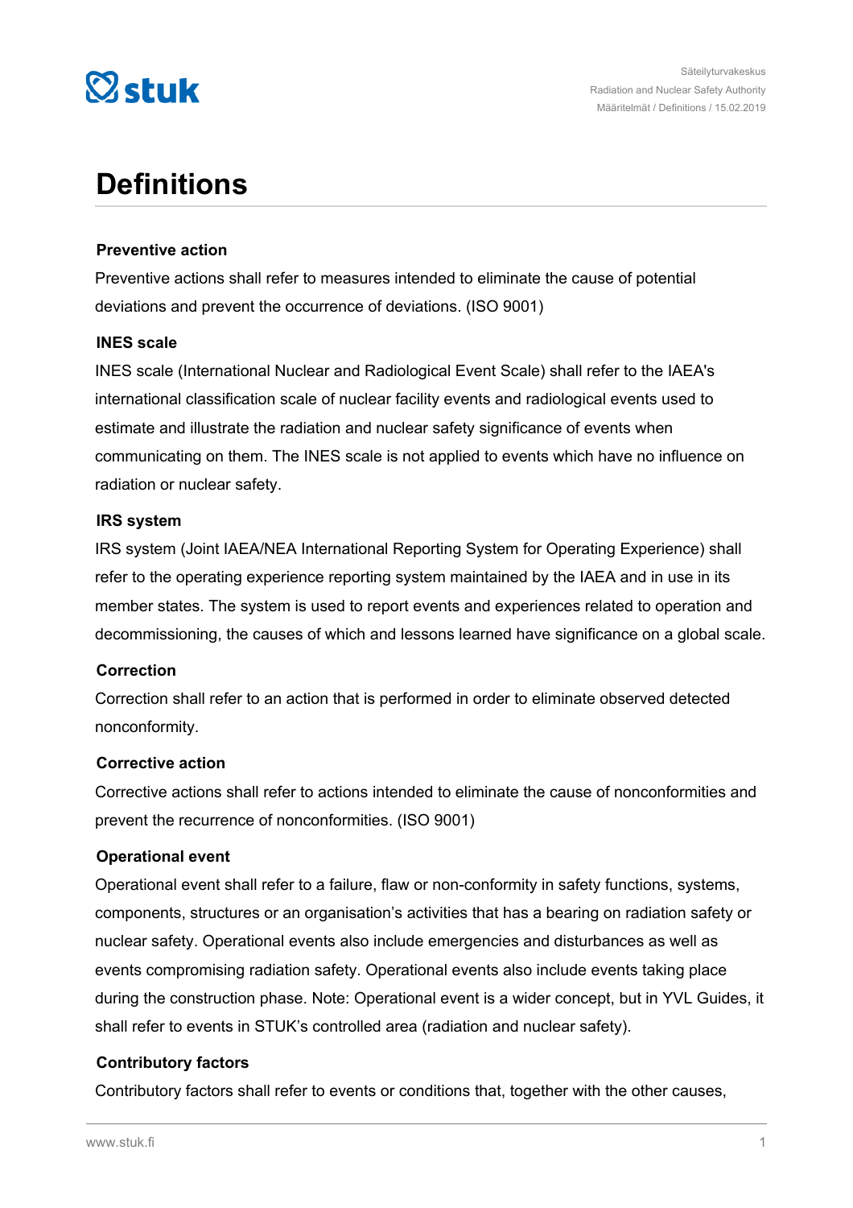# Definitions

### Preventive action

Preventive actions shall refer to measures intended to eliminate the cause of potential deviations and prevent the occurrence of deviations. (ISO 9001)

### INES scale

INES scale (International Nuclear and Radiological Event Scale) shall refer to the IAEA's international classification scale of nuclear facility events and radiological events used to estimate and illustrate the radiation and nuclear safety significance of events when communicating on them. The INES scale is not applied to events which have no influence on radiation or nuclear safety.

### IRS system

IRS system (Joint IAEA/NEA International Reporting System for Operating Experience) shall refer to the operating experience reporting system maintained by the IAEA and in use in its member states. The system is used to report events and experiences related to operation and decommissioning, the causes of which and lessons learned have significance on a global scale.

### Correction

Correction shall refer to an action that is performed in order to eliminate observed detected nonconformity.

### Corrective action

Corrective actions shall refer to actions intended to eliminate the cause of nonconformities and prevent the recurrence of nonconformities. (ISO 9001)

### Operational event

Operational event shall refer to a failure, flaw or non-conformity in safety functions, systems, components, structures or an organisation's activities that has a bearing on radiation safety or nuclear safety. Operational events also include emergencies and disturbances as well as events compromising radiation safety. Operational events also include events taking place during the construction phase. Note: Operational event is a wider concept, but in YVL Guides, it shall refer to events in STUK's controlled area (radiation and nuclear safety).

### Contributory factors

Contributory factors shall refer to events or conditions that, together with the other causes,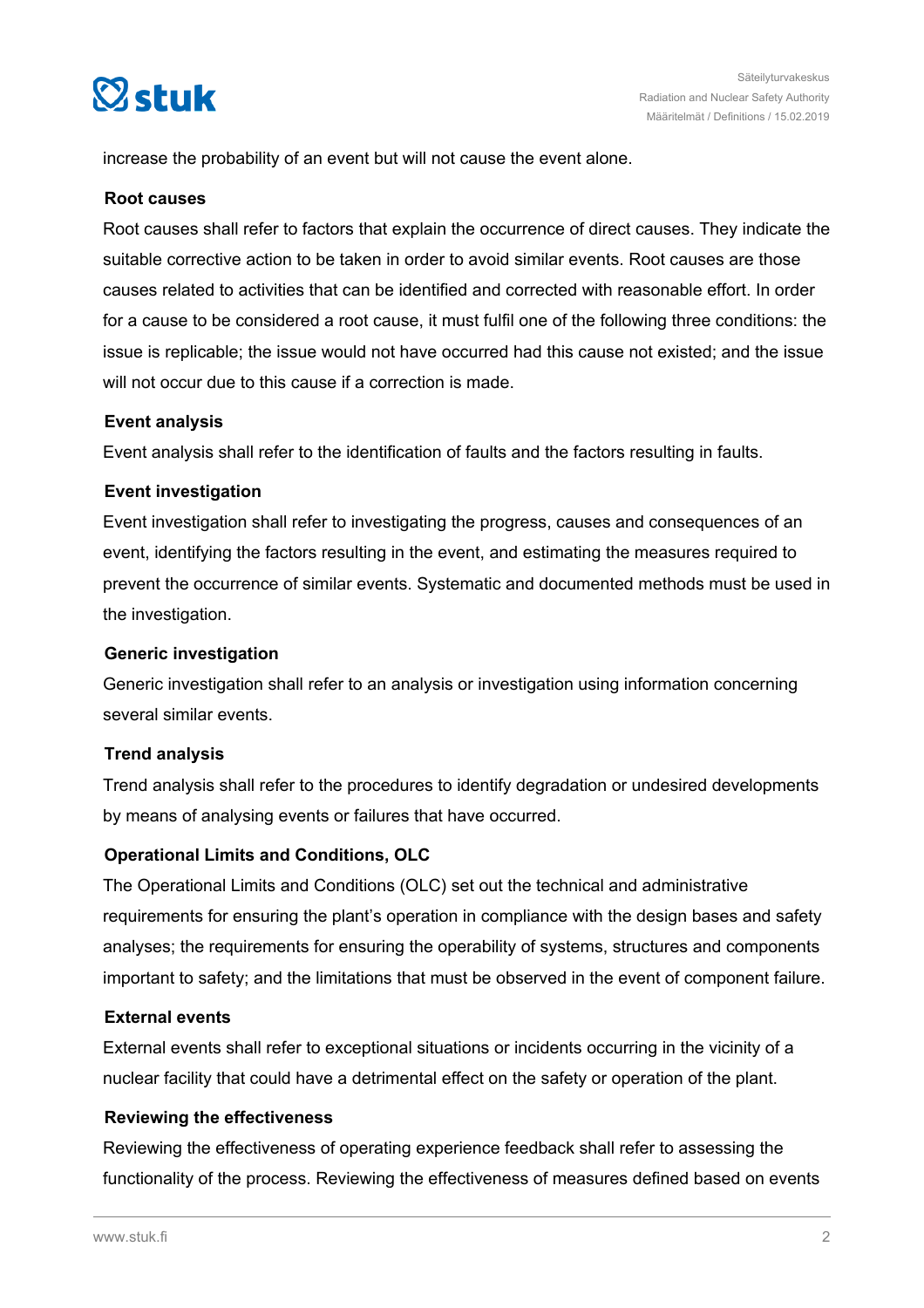increase the probability of an event but will not cause the event alone.

### Root causes

Root causes shall refer to factors that explain the occurrence of direct causes. They indicate the suitable corrective action to be taken in order to avoid similar events. Root causes are those causes related to activities that can be identified and corrected with reasonable effort. In order for a cause to be considered a root cause, it must fulfil one of the following three conditions: the issue is replicable; the issue would not have occurred had this cause not existed; and the issue will not occur due to this cause if a correction is made.

### Event analysis

Event analysis shall refer to the identification of faults and the factors resulting in faults.

### Event investigation

Event investigation shall refer to investigating the progress, causes and consequences of an event, identifying the factors resulting in the event, and estimating the measures required to prevent the occurrence of similar events. Systematic and documented methods must be used in the investigation.

### Generic investigation

Generic investigation shall refer to an analysis or investigation using information concerning several similar events.

### Trend analysis

Trend analysis shall refer to the procedures to identify degradation or undesired developments by means of analysing events or failures that have occurred.

### Operational Limits and Conditions, OLC

The Operational Limits and Conditions (OLC) set out the technical and administrative requirements for ensuring the plant's operation in compliance with the design bases and safety analyses; the requirements for ensuring the operability of systems, structures and components important to safety; and the limitations that must be observed in the event of component failure.

### External events

External events shall refer to exceptional situations or incidents occurring in the vicinity of a nuclear facility that could have a detrimental effect on the safety or operation of the plant.

### Reviewing the effectiveness

Reviewing the effectiveness of operating experience feedback shall refer to assessing the functionality of the process. Reviewing the effectiveness of measures defined based on events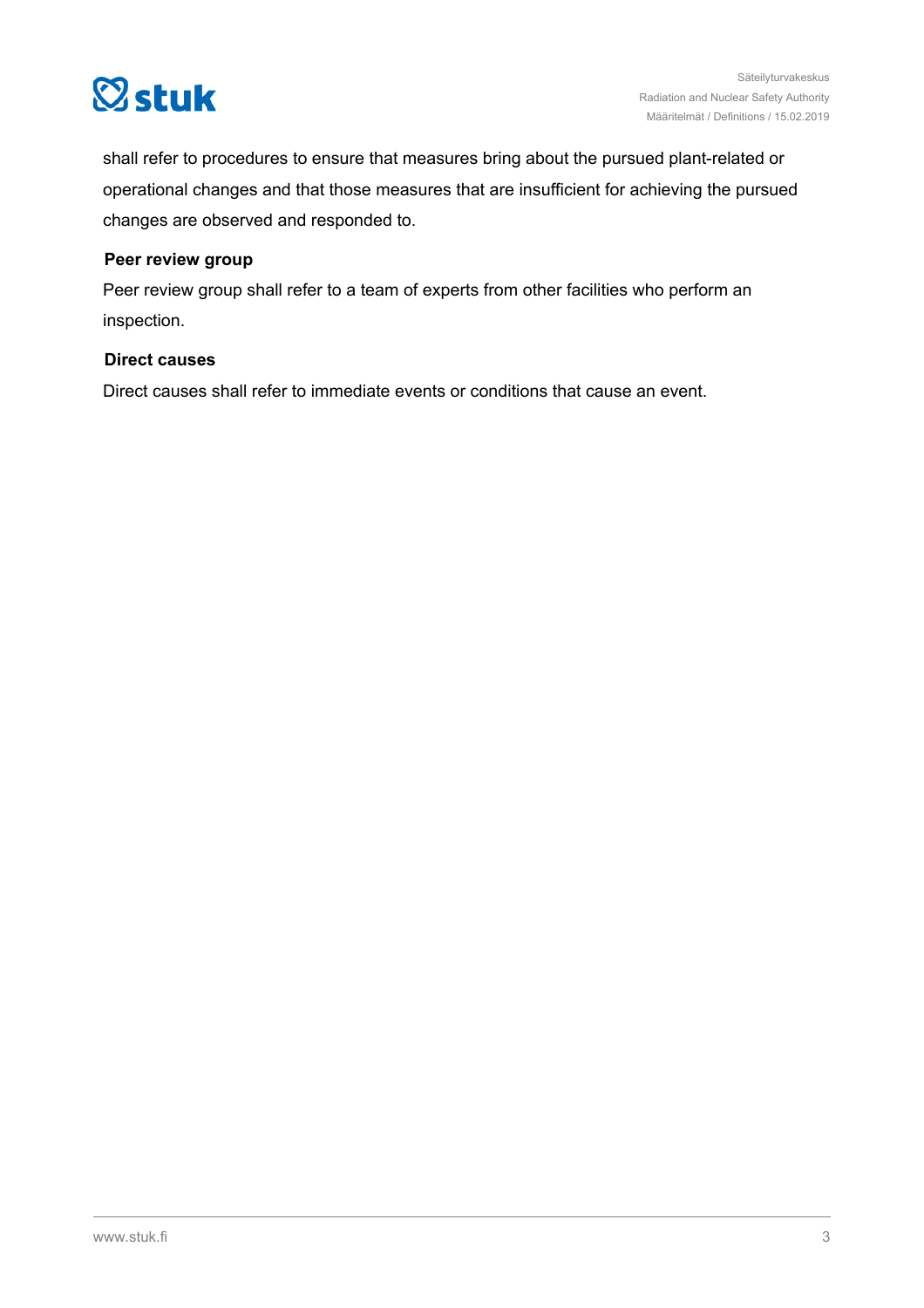shall refer to procedures to ensure that measures bring about the pursued plant-related or operational changes and that those measures that are insufficient for achieving the pursued changes are observed and responded to.

**Peer review group**

Peer review group shall refer to a team of experts from other facilities who perform an inspection.

**Direct causes**

Direct causes shall refer to immediate events or conditions that cause an event.